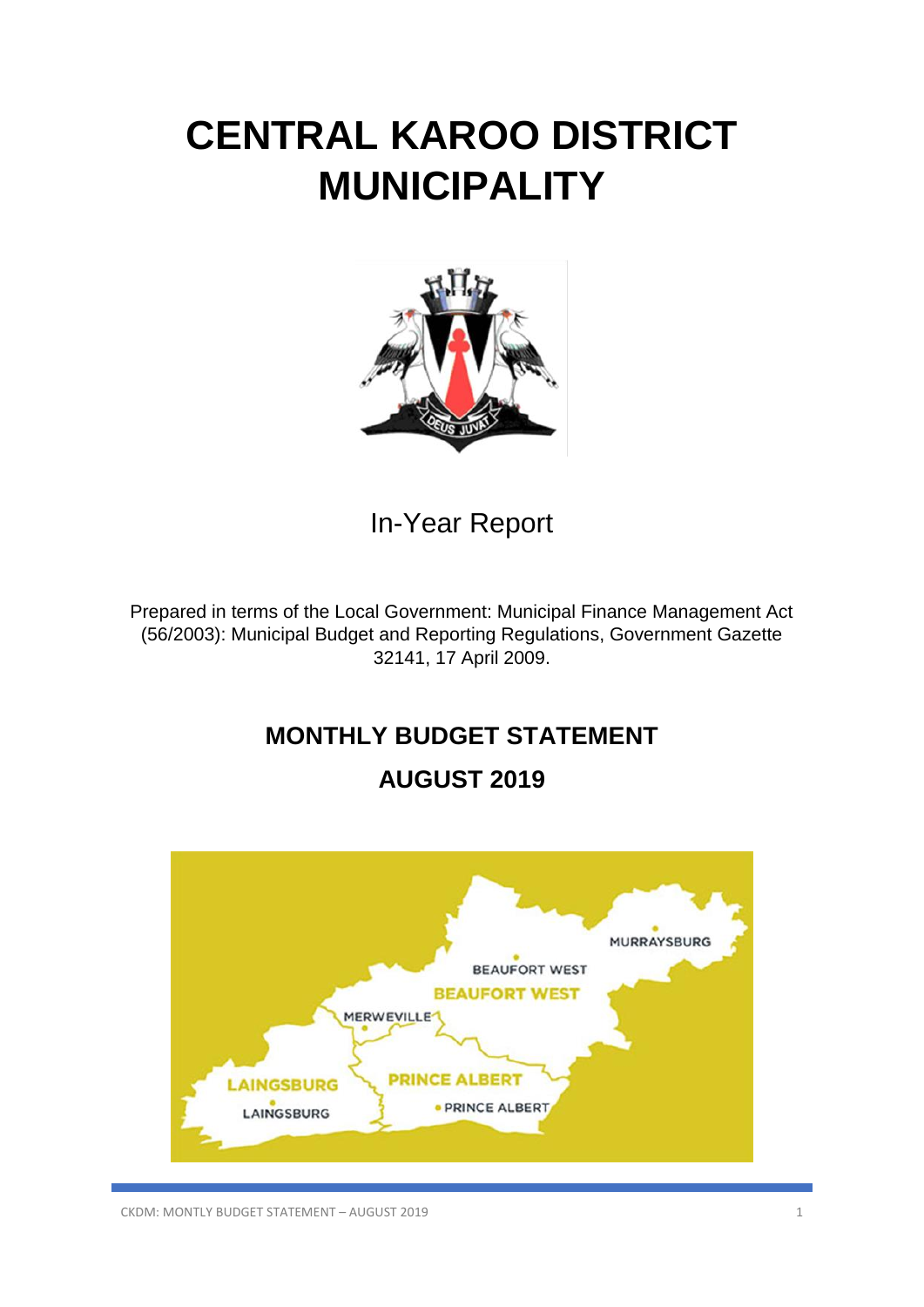# CENTRAL KAROO DISTRICT MUNICIPALITY

In-Year Report

Prepared in terms of the Local Government: Municipal Finance Management Act (56/2003): Municipal Budget and Reporting Regulations, Government Gazette 32141, 17 April 2009.

## MONTHLY BUDGET STATEMENT

## AUGUST 2019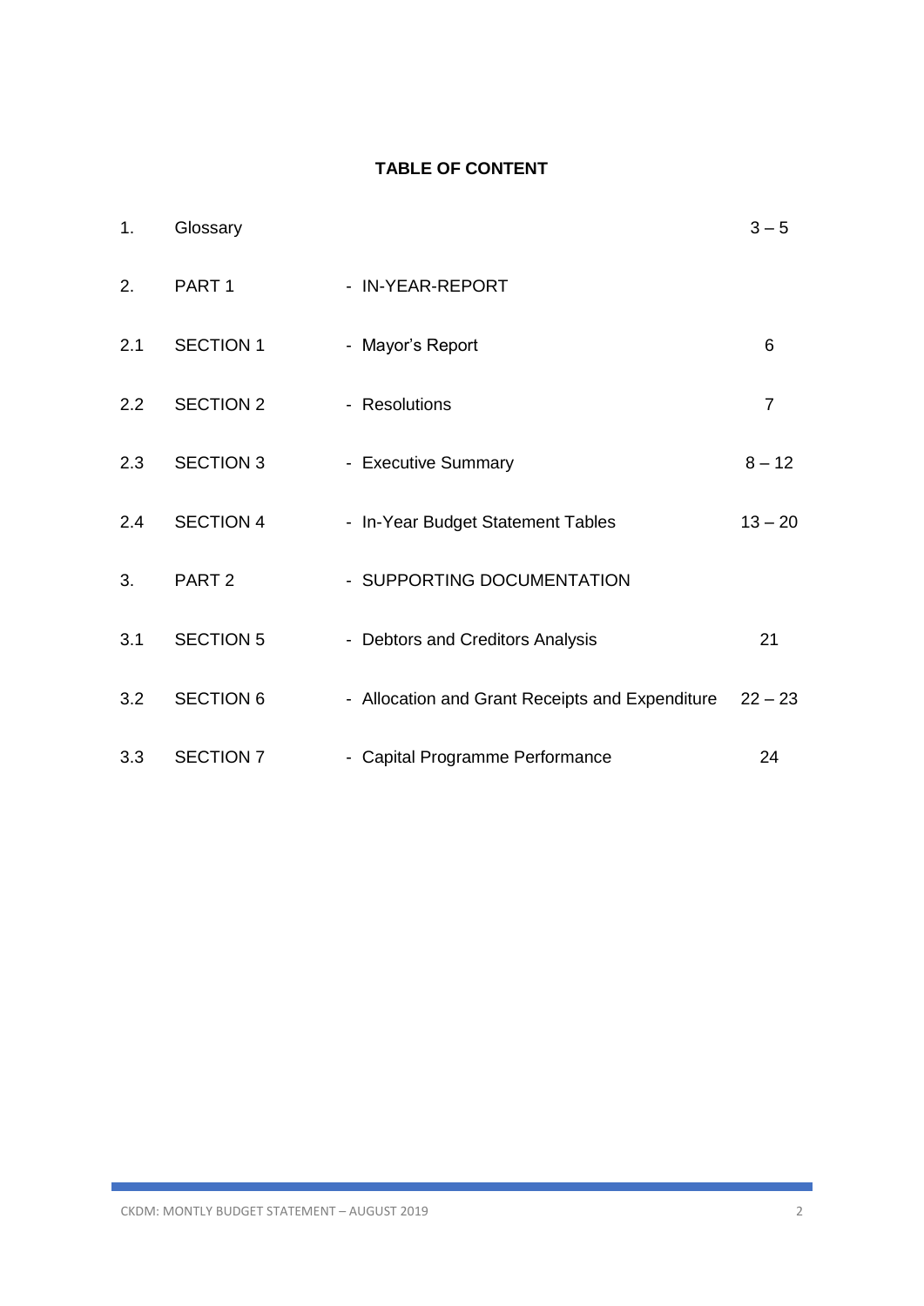**TABLE OF CONTENT**

| | | | |
|---|---|---|---|
| 1. | Glossary | | 3 – 5 |
| 2. | PART 1 | - IN-YEAR-REPORT | |
| 2.1 | SECTION 1 | - Mayor's Report | 6 |
| 2.2 | SECTION 2 | - Resolutions | 7 |
| 2.3 | SECTION 3 | - Executive Summary | 8 – 12 |
| 2.4 | SECTION 4 | - In-Year Budget Statement Tables | 13 – 20 |
| 3. | PART 2 | - SUPPORTING DOCUMENTATION | |
| 3.1 | SECTION 5 | - Debtors and Creditors Analysis | 21 |
| 3.2 | SECTION 6 | - Allocation and Grant Receipts and Expenditure | 22 – 23 |
| 3.3 | SECTION 7 | - Capital Programme Performance | 24 |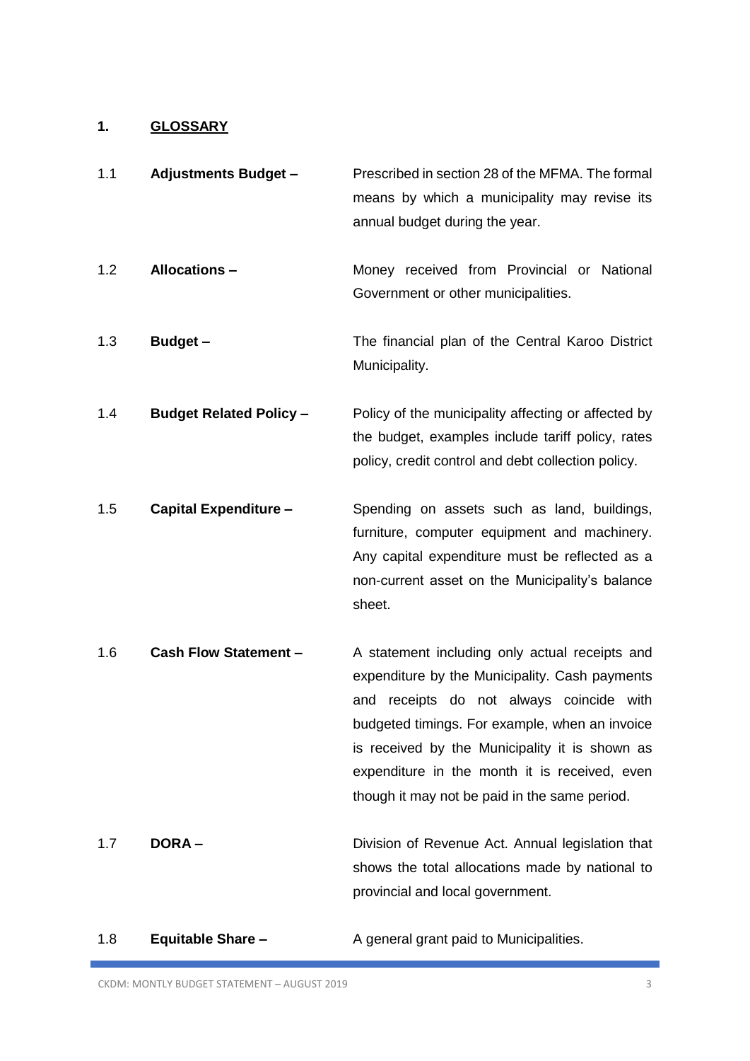## 1. GLOSSARY

1.1 **Adjustments Budget –** Prescribed in section 28 of the MFMA. The formal means by which a municipality may revise its annual budget during the year.

1.2 **Allocations –** Money received from Provincial or National Government or other municipalities.

1.3 **Budget –** The financial plan of the Central Karoo District Municipality.

1.4 **Budget Related Policy –** Policy of the municipality affecting or affected by the budget, examples include tariff policy, rates policy, credit control and debt collection policy.

1.5 **Capital Expenditure –** Spending on assets such as land, buildings, furniture, computer equipment and machinery. Any capital expenditure must be reflected as a non-current asset on the Municipality's balance sheet.

1.6 **Cash Flow Statement –** A statement including only actual receipts and expenditure by the Municipality. Cash payments and receipts do not always coincide with budgeted timings. For example, when an invoice is received by the Municipality it is shown as expenditure in the month it is received, even though it may not be paid in the same period.

1.7 **DORA –** Division of Revenue Act. Annual legislation that shows the total allocations made by national to provincial and local government.

1.8 **Equitable Share –** A general grant paid to Municipalities.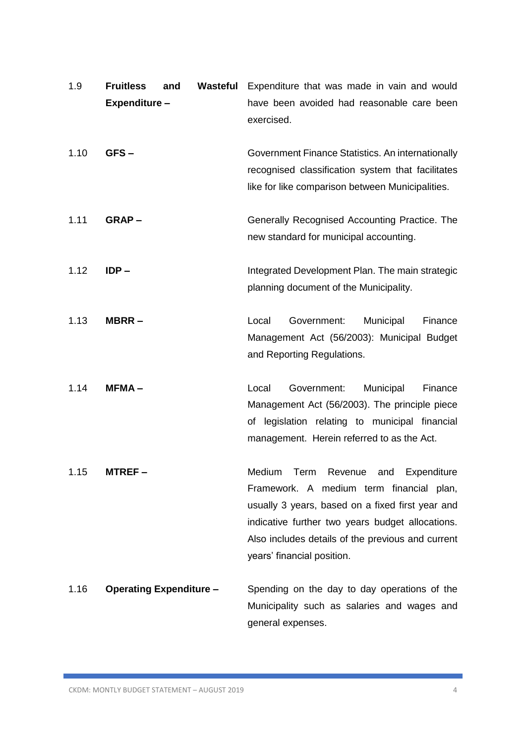1.9 **Fruitless and Wasteful Expenditure –** Expenditure that was made in vain and would have been avoided had reasonable care been exercised.

1.10 **GFS –** Government Finance Statistics. An internationally recognised classification system that facilitates like for like comparison between Municipalities.

1.11 **GRAP –** Generally Recognised Accounting Practice. The new standard for municipal accounting.

1.12 **IDP –** Integrated Development Plan. The main strategic planning document of the Municipality.

1.13 **MBRR –** Local Government: Municipal Finance Management Act (56/2003): Municipal Budget and Reporting Regulations.

1.14 **MFMA –** Local Government: Municipal Finance Management Act (56/2003). The principle piece of legislation relating to municipal financial management. Herein referred to as the Act.

1.15 **MTREF –** Medium Term Revenue and Expenditure Framework. A medium term financial plan, usually 3 years, based on a fixed first year and indicative further two years budget allocations. Also includes details of the previous and current years' financial position.

1.16 **Operating Expenditure –** Spending on the day to day operations of the Municipality such as salaries and wages and general expenses.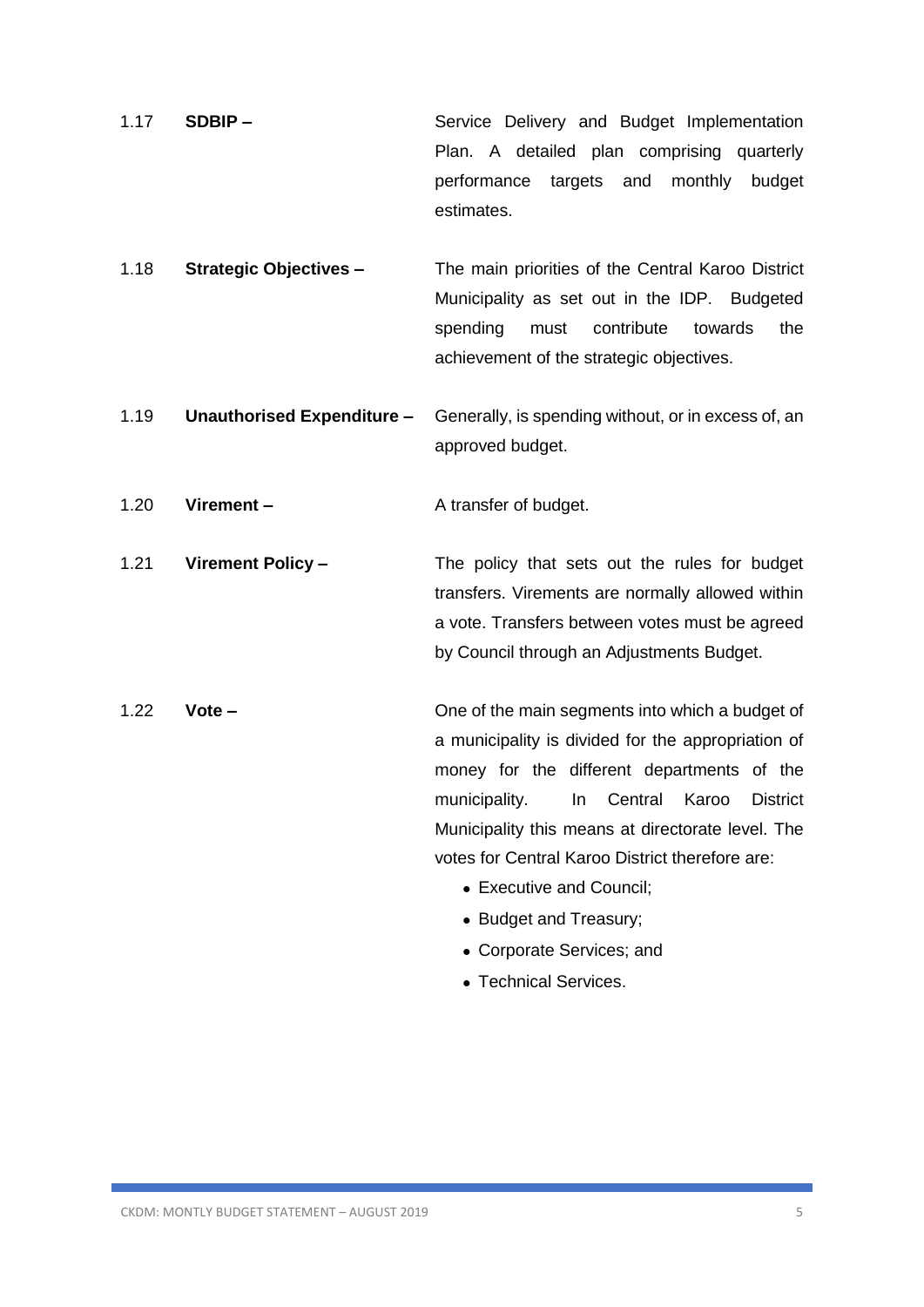1.17 **SDBIP –** Service Delivery and Budget Implementation Plan. A detailed plan comprising quarterly performance targets and monthly budget estimates.

1.18 **Strategic Objectives –** The main priorities of the Central Karoo District Municipality as set out in the IDP. Budgeted spending must contribute towards the achievement of the strategic objectives.

1.19 **Unauthorised Expenditure –** Generally, is spending without, or in excess of, an approved budget.

1.20 **Virement –** A transfer of budget.

1.21 **Virement Policy –** The policy that sets out the rules for budget transfers. Virements are normally allowed within a vote. Transfers between votes must be agreed by Council through an Adjustments Budget.

1.22 **Vote –** One of the main segments into which a budget of a municipality is divided for the appropriation of money for the different departments of the municipality. In Central Karoo District Municipality this means at directorate level. The votes for Central Karoo District therefore are:

- Executive and Council;
- Budget and Treasury;
- Corporate Services; and
- Technical Services.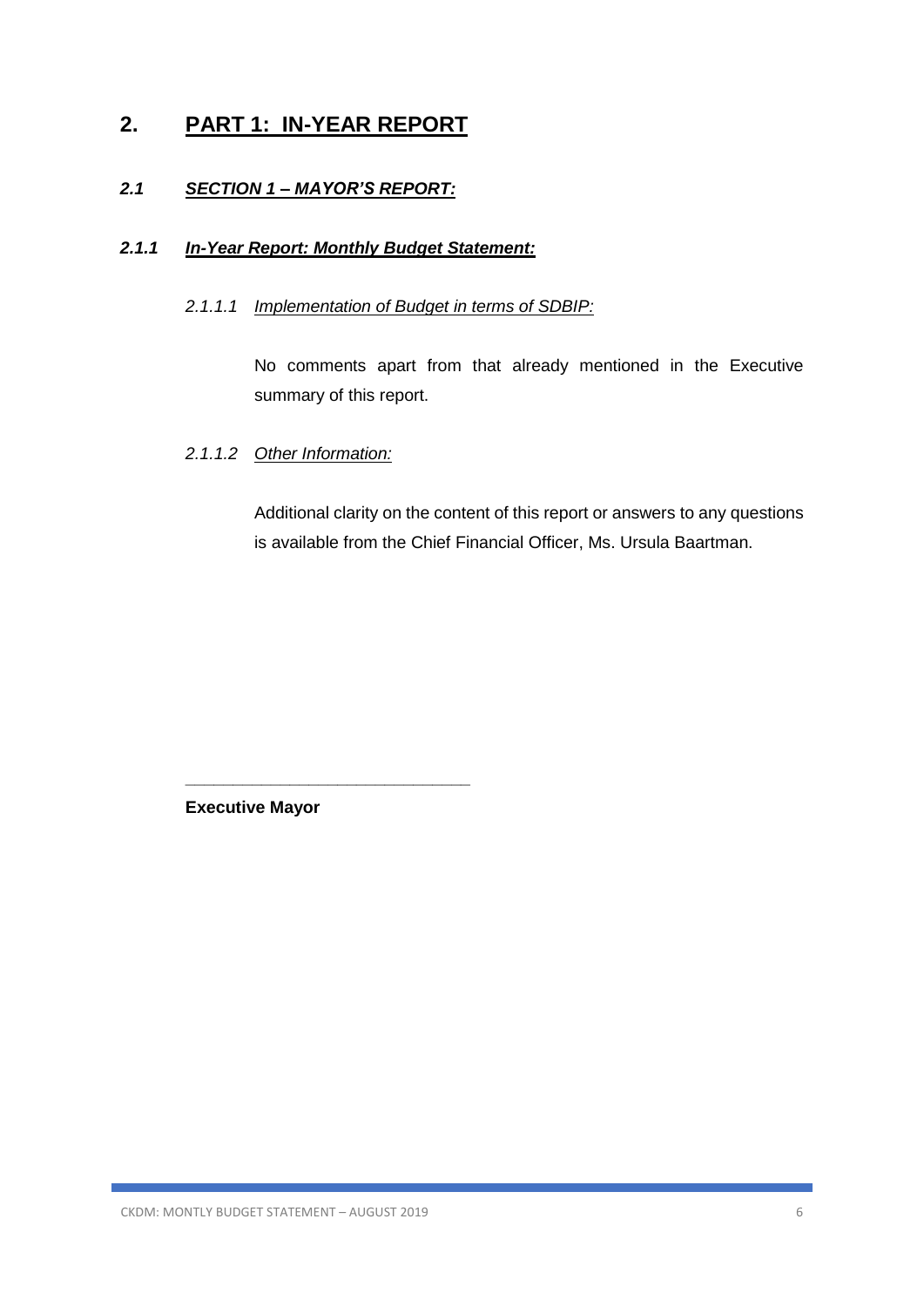# 2. PART 1: IN-YEAR REPORT

## *2.1 SECTION 1 – MAYOR'S REPORT:*

### *2.1.1 In-Year Report: Monthly Budget Statement:*

#### *2.1.1.1 Implementation of Budget in terms of SDBIP:*

No comments apart from that already mentioned in the Executive summary of this report.

#### *2.1.1.2 Other Information:*

Additional clarity on the content of this report or answers to any questions is available from the Chief Financial Officer, Ms. Ursula Baartman.

\_\_\_\_\_\_\_\_\_\_\_\_\_\_\_\_\_\_\_\_\_\_\_\_\_\_\_\_\_\_

**Executive Mayor**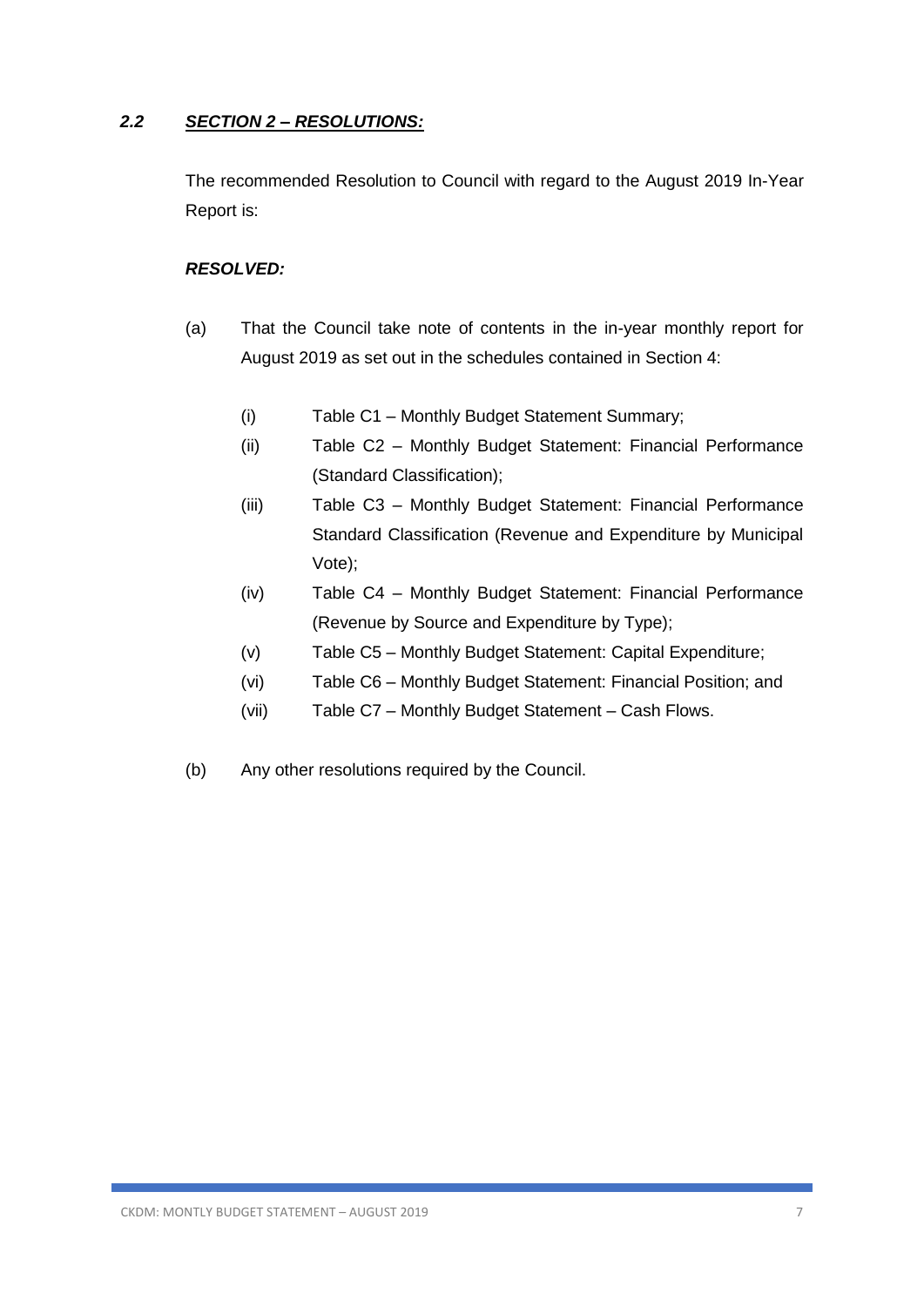## *2.2 SECTION 2 – RESOLUTIONS:*

The recommended Resolution to Council with regard to the August 2019 In-Year Report is:

***RESOLVED:***

(a) That the Council take note of contents in the in-year monthly report for August 2019 as set out in the schedules contained in Section 4:

- (i) Table C1 – Monthly Budget Statement Summary;
- (ii) Table C2 – Monthly Budget Statement: Financial Performance (Standard Classification);
- (iii) Table C3 – Monthly Budget Statement: Financial Performance Standard Classification (Revenue and Expenditure by Municipal Vote);
- (iv) Table C4 – Monthly Budget Statement: Financial Performance (Revenue by Source and Expenditure by Type);
- (v) Table C5 – Monthly Budget Statement: Capital Expenditure;
- (vi) Table C6 – Monthly Budget Statement: Financial Position; and
- (vii) Table C7 – Monthly Budget Statement – Cash Flows.

(b) Any other resolutions required by the Council.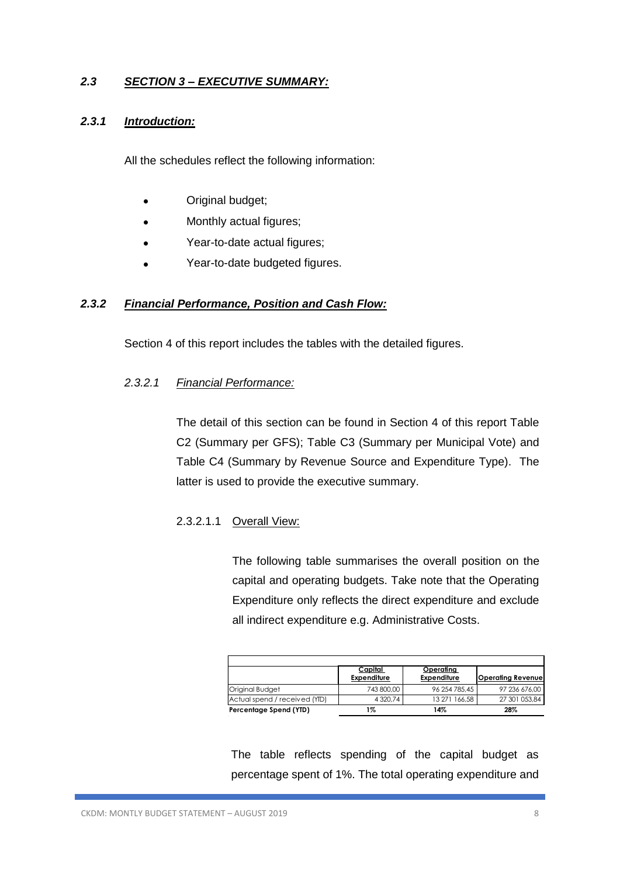## *2.3 SECTION 3 – EXECUTIVE SUMMARY:*

### *2.3.1 Introduction:*

All the schedules reflect the following information:

- Original budget;
- Monthly actual figures;
- Year-to-date actual figures;
- Year-to-date budgeted figures.

### *2.3.2 Financial Performance, Position and Cash Flow:*

Section 4 of this report includes the tables with the detailed figures.

#### *2.3.2.1 Financial Performance:*

The detail of this section can be found in Section 4 of this report Table C2 (Summary per GFS); Table C3 (Summary per Municipal Vote) and Table C4 (Summary by Revenue Source and Expenditure Type). The latter is used to provide the executive summary.

##### 2.3.2.1.1 Overall View:

The following table summarises the overall position on the capital and operating budgets. Take note that the Operating Expenditure only reflects the direct expenditure and exclude all indirect expenditure e.g. Administrative Costs.

| | Capital Expenditure | Operating Expenditure | Operating Revenue |
|---|---|---|---|
| Original Budget | 743 800,00 | 96 254 785,45 | 97 236 676,00 |
| Actual spend / received (YTD) | 4 320,74 | 13 271 166,58 | 27 301 053,84 |
| **Percentage Spend (YTD)** | **1%** | **14%** | **28%** |

The table reflects spending of the capital budget as percentage spent of 1%. The total operating expenditure and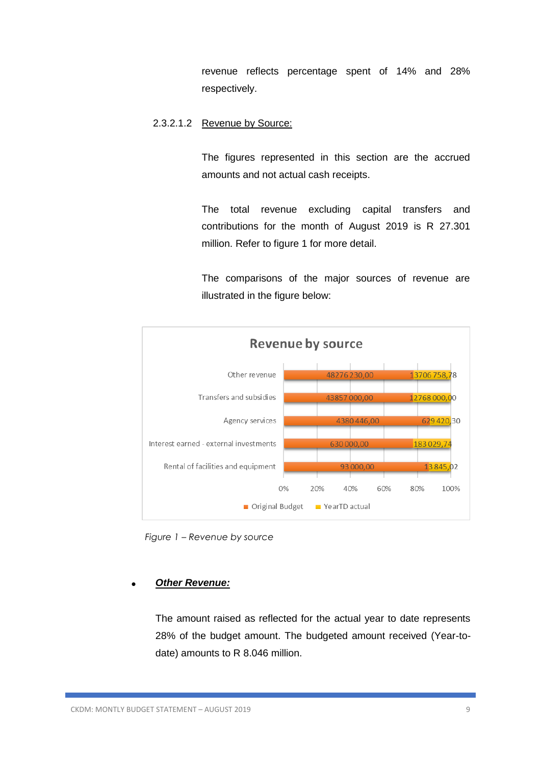revenue reflects percentage spent of 14% and 28% respectively.

#### 2.3.2.1.2 Revenue by Source:

The figures represented in this section are the accrued amounts and not actual cash receipts.

The total revenue excluding capital transfers and contributions for the month of August 2019 is R 27.301 million. Refer to figure 1 for more detail.

The comparisons of the major sources of revenue are illustrated in the figure below:

**Revenue by source**

| Source | Original Budget | YearTD actual |
|---|---|---|
| Other revenue | 48276 230,00 | 13706 758,78 |
| Transfers and subsidies | 43857 000,00 | 12768 000,00 |
| Agency services | 4380 446,00 | 629 420,30 |
| Interest earned - external investments | 630 000,00 | 183 029,74 |
| Rental of facilities and equipment | 93 000,00 | 13 845,02 |

*Figure 1 – Revenue by source*

- ***Other Revenue:***

The amount raised as reflected for the actual year to date represents 28% of the budget amount. The budgeted amount received (Year-to-date) amounts to R 8.046 million.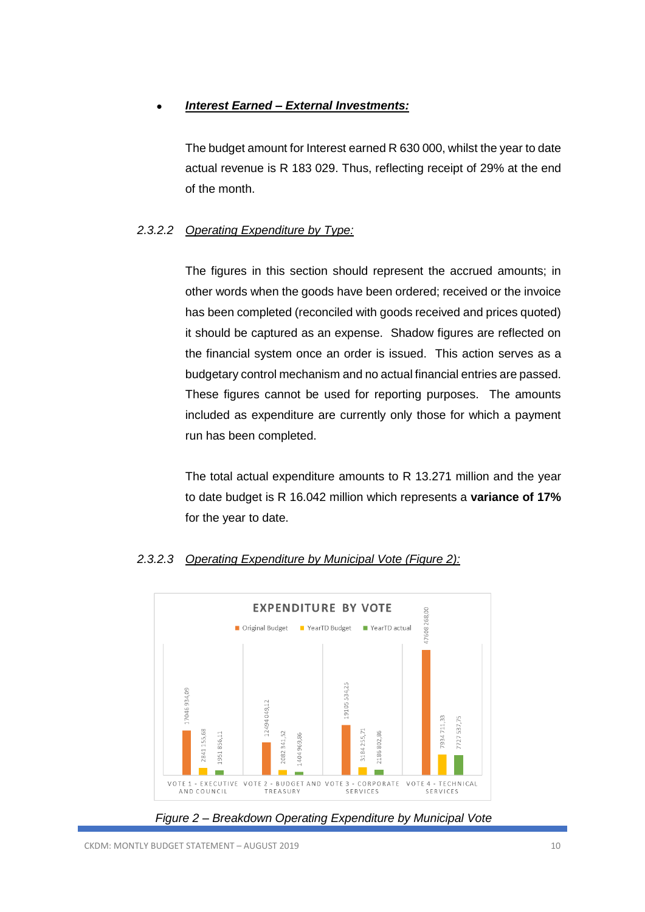- ***Interest Earned – External Investments:***

The budget amount for Interest earned R 630 000, whilst the year to date actual revenue is R 183 029. Thus, reflecting receipt of 29% at the end of the month.

### 2.3.2.2 Operating Expenditure by Type:

The figures in this section should represent the accrued amounts; in other words when the goods have been ordered; received or the invoice has been completed (reconciled with goods received and prices quoted) it should be captured as an expense. Shadow figures are reflected on the financial system once an order is issued. This action serves as a budgetary control mechanism and no actual financial entries are passed. These figures cannot be used for reporting purposes. The amounts included as expenditure are currently only those for which a payment run has been completed.

The total actual expenditure amounts to R 13.271 million and the year to date budget is R 16.042 million which represents a **variance of 17%** for the year to date.

### 2.3.2.3 Operating Expenditure by Municipal Vote (Figure 2):

**EXPENDITURE BY VOTE**

| | Original Budget | YearTD Budget | YearTD actual |
|---|---|---|---|
| VOTE 1 - EXECUTIVE AND COUNCIL | 17046 934,09 | 2841 155,68 | 1951 856,11 |
| VOTE 2 - BUDGET AND TREASURY | 12494 049,12 | 2082 341,52 | 1404 969,86 |
| VOTE 3 - CORPORATE SERVICES | 19105 534,25 | 3184 255,71 | 2186 802,86 |
| VOTE 4 - TECHNICAL SERVICES | 47608 268,00 | 7934 711,33 | 7727 537,75 |

*Figure 2 – Breakdown Operating Expenditure by Municipal Vote*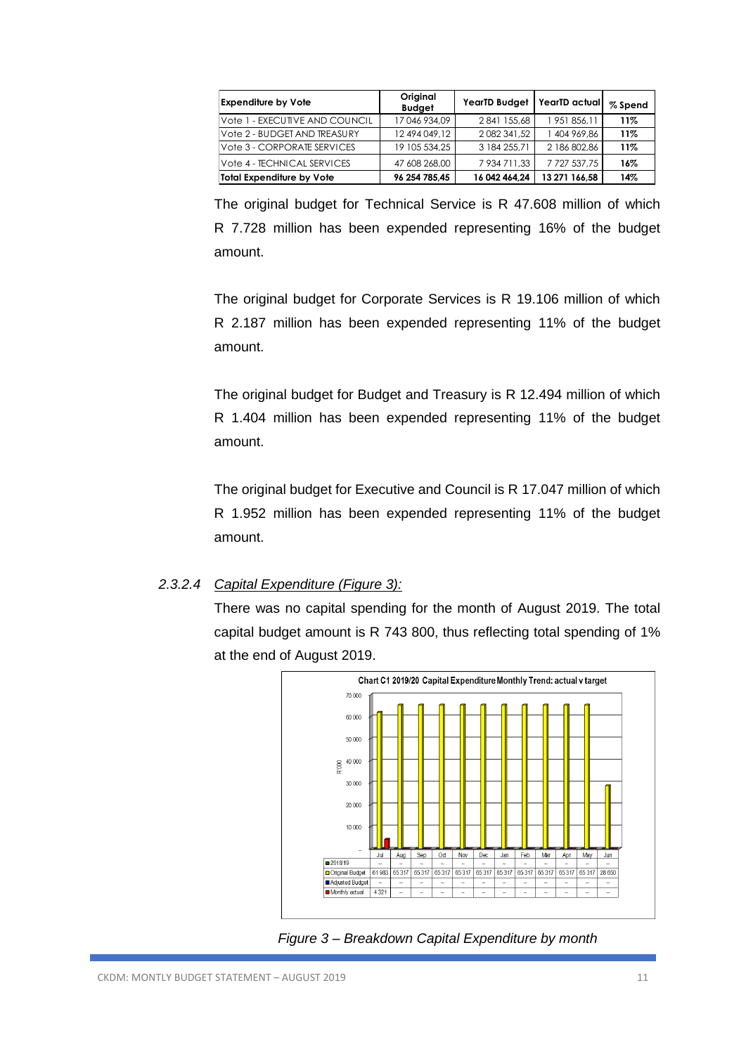| Expenditure by Vote | Original Budget | YearTD Budget | YearTD actual | % Spend |
|---|---|---|---|---|
| Vote 1 - EXECUTIVE AND COUNCIL | 17 046 934,09 | 2 841 155,68 | 1 951 856,11 | 11% |
| Vote 2 - BUDGET AND TREASURY | 12 494 049,12 | 2 082 341,52 | 1 404 969,86 | 11% |
| Vote 3 - CORPORATE SERVICES | 19 105 534,25 | 3 184 255,71 | 2 186 802,86 | 11% |
| Vote 4 - TECHNICAL SERVICES | 47 608 268,00 | 7 934 711,33 | 7 727 537,75 | 16% |
| **Total Expenditure by Vote** | **96 254 785,45** | **16 042 464,24** | **13 271 166,58** | **14%** |

The original budget for Technical Service is R 47.608 million of which R 7.728 million has been expended representing 16% of the budget amount.

The original budget for Corporate Services is R 19.106 million of which R 2.187 million has been expended representing 11% of the budget amount.

The original budget for Budget and Treasury is R 12.494 million of which R 1.404 million has been expended representing 11% of the budget amount.

The original budget for Executive and Council is R 17.047 million of which R 1.952 million has been expended representing 11% of the budget amount.

#### 2.3.2.4 *Capital Expenditure (Figure 3):*

There was no capital spending for the month of August 2019. The total capital budget amount is R 743 800, thus reflecting total spending of 1% at the end of August 2019.

**Chart C1 2019/20 Capital Expenditure Monthly Trend: actual v target**

| R'000 | Jul | Aug | Sep | Oct | Nov | Dec | Jan | Feb | Mar | Apr | May | Jun |
|---|---|---|---|---|---|---|---|---|---|---|---|---|
| 2018/19 | – | – | – | – | – | – | – | – | – | – | – | – |
| Original Budget | 61 983 | 65 317 | 65 317 | 65 317 | 65 317 | 65 317 | 65 317 | 65 317 | 65 317 | 65 317 | 65 317 | 28 650 |
| Adjusted Budget | – | – | – | – | – | – | – | – | – | – | – | – |
| Monthly actual | 4 321 | – | – | – | – | – | – | – | – | – | – | – |

*Figure 3 – Breakdown Capital Expenditure by month*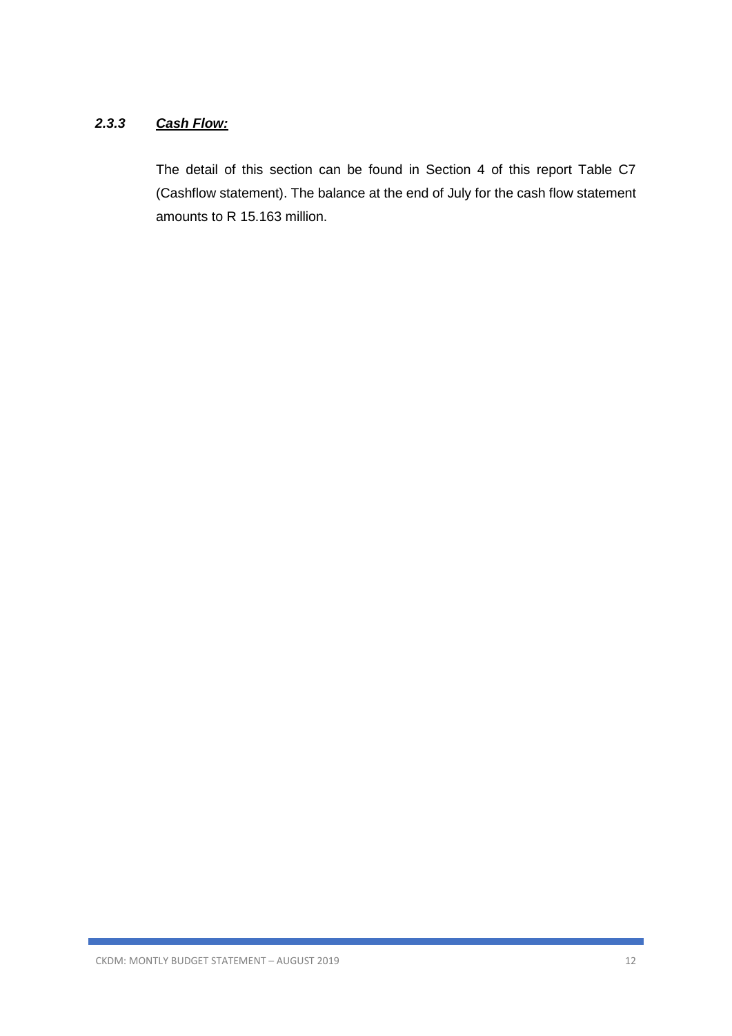### *2.3.3 Cash Flow:*

The detail of this section can be found in Section 4 of this report Table C7 (Cashflow statement). The balance at the end of July for the cash flow statement amounts to R 15.163 million.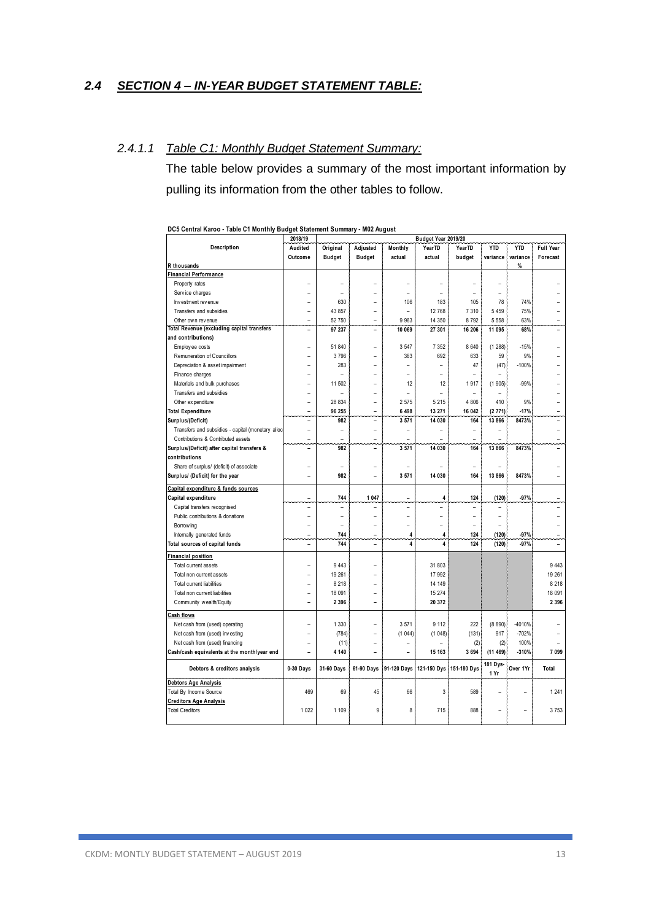## 2.4 SECTION 4 – IN-YEAR BUDGET STATEMENT TABLE:

### 2.4.1.1 Table C1: Monthly Budget Statement Summary:

The table below provides a summary of the most important information by pulling its information from the other tables to follow.

**DC5 Central Karoo - Table C1 Monthly Budget Statement Summary - M02 August**

| Description | 2018/19 | Budget Year 2019/20 | | | | | | | |
|---|---|---|---|---|---|---|---|---|---|
| | Audited Outcome | Original Budget | Adjusted Budget | Monthly actual | YearTD actual | YearTD budget | YTD variance | YTD variance % | Full Year Forecast |
| R thousands | | | | | | | | | |
| **Financial Performance** | | | | | | | | | |
| Property rates | – | – | – | – | – | – | – | | – |
| Service charges | – | – | – | – | – | – | – | | – |
| Investment revenue | – | 630 | – | 106 | 183 | 105 | 78 | 74% | – |
| Transfers and subsidies | – | 43 857 | – | – | 12 768 | 7 310 | 5 459 | 75% | – |
| Other own revenue | – | 52 750 | – | 9 963 | 14 350 | 8 792 | 5 558 | 63% | – |
| **Total Revenue (excluding capital transfers and contributions)** | – | 97 237 | – | 10 069 | 27 301 | 16 206 | 11 095 | 68% | – |
| Employee costs | – | 51 840 | – | 3 547 | 7 352 | 8 640 | (1 288) | -15% | – |
| Remuneration of Councillors | – | 3 796 | – | 363 | 692 | 633 | 59 | 9% | – |
| Depreciation & asset impairment | – | 283 | – | – | – | 47 | (47) | -100% | – |
| Finance charges | – | – | – | – | – | – | – | | – |
| Materials and bulk purchases | – | 11 502 | – | 12 | 12 | 1 917 | (1 905) | -99% | – |
| Transfers and subsidies | – | – | – | – | – | – | – | | – |
| Other expenditure | – | 28 834 | – | 2 575 | 5 215 | 4 806 | 410 | 9% | – |
| **Total Expenditure** | – | 96 255 | – | 6 498 | 13 271 | 16 042 | (2 771) | -17% | – |
| **Surplus/(Deficit)** | – | 982 | – | 3 571 | 14 030 | 164 | 13 866 | 8473% | – |
| Transfers and subsidies - capital (monetary alloc | – | – | – | – | – | – | – | | – |
| Contributions & Contributed assets | – | – | – | – | – | – | – | | – |
| **Surplus/(Deficit) after capital transfers & contributions** | – | 982 | – | 3 571 | 14 030 | 164 | 13 866 | 8473% | – |
| Share of surplus/ (deficit) of associate | – | – | – | – | – | – | – | | – |
| **Surplus/ (Deficit) for the year** | – | 982 | – | 3 571 | 14 030 | 164 | 13 866 | 8473% | – |
| **Capital expenditure & funds sources** | | | | | | | | | |
| **Capital expenditure** | – | 744 | 1 047 | – | 4 | 124 | (120) | -97% | – |
| Capital transfers recognised | – | – | – | – | – | – | – | | – |
| Public contributions & donations | – | – | – | – | – | – | – | | – |
| Borrowing | – | – | – | – | – | – | – | | – |
| Internally generated funds | – | 744 | – | 4 | 4 | 124 | (120) | -97% | – |
| **Total sources of capital funds** | – | 744 | – | 4 | 4 | 124 | (120) | -97% | – |
| **Financial position** | | | | | | | | | |
| Total current assets | – | 9 443 | – | | 31 803 | | | | 9 443 |
| Total non current assets | – | 19 261 | – | | 17 992 | | | | 19 261 |
| Total current liabilities | – | 8 218 | – | | 14 149 | | | | 8 218 |
| Total non current liabilities | – | 18 091 | – | | 15 274 | | | | 18 091 |
| Community wealth/Equity | – | 2 396 | – | | 20 372 | | | | 2 396 |
| **Cash flows** | | | | | | | | | |
| Net cash from (used) operating | – | 1 330 | – | 3 571 | 9 112 | 222 | (8 890) | -4010% | – |
| Net cash from (used) investing | – | (784) | – | (1 044) | (1 048) | (131) | 917 | -702% | – |
| Net cash from (used) financing | – | (11) | – | – | – | (2) | (2) | 100% | – |
| **Cash/cash equivalents at the month/year end** | – | 4 140 | – | – | 15 163 | 3 694 | (11 469) | -310% | 7 099 |
| **Debtors & creditors analysis** | **0-30 Days** | **31-60 Days** | **61-90 Days** | **91-120 Days** | **121-150 Dys** | **151-180 Dys** | **181 Dys-1 Yr** | **Over 1Yr** | **Total** |
| **Debtors Age Analysis** | | | | | | | | | |
| Total By Income Source | 469 | 69 | 45 | 66 | 3 | 589 | – | – | 1 241 |
| **Creditors Age Analysis** | | | | | | | | | |
| Total Creditors | 1 022 | 1 109 | 9 | 8 | 715 | 888 | – | – | 3 753 |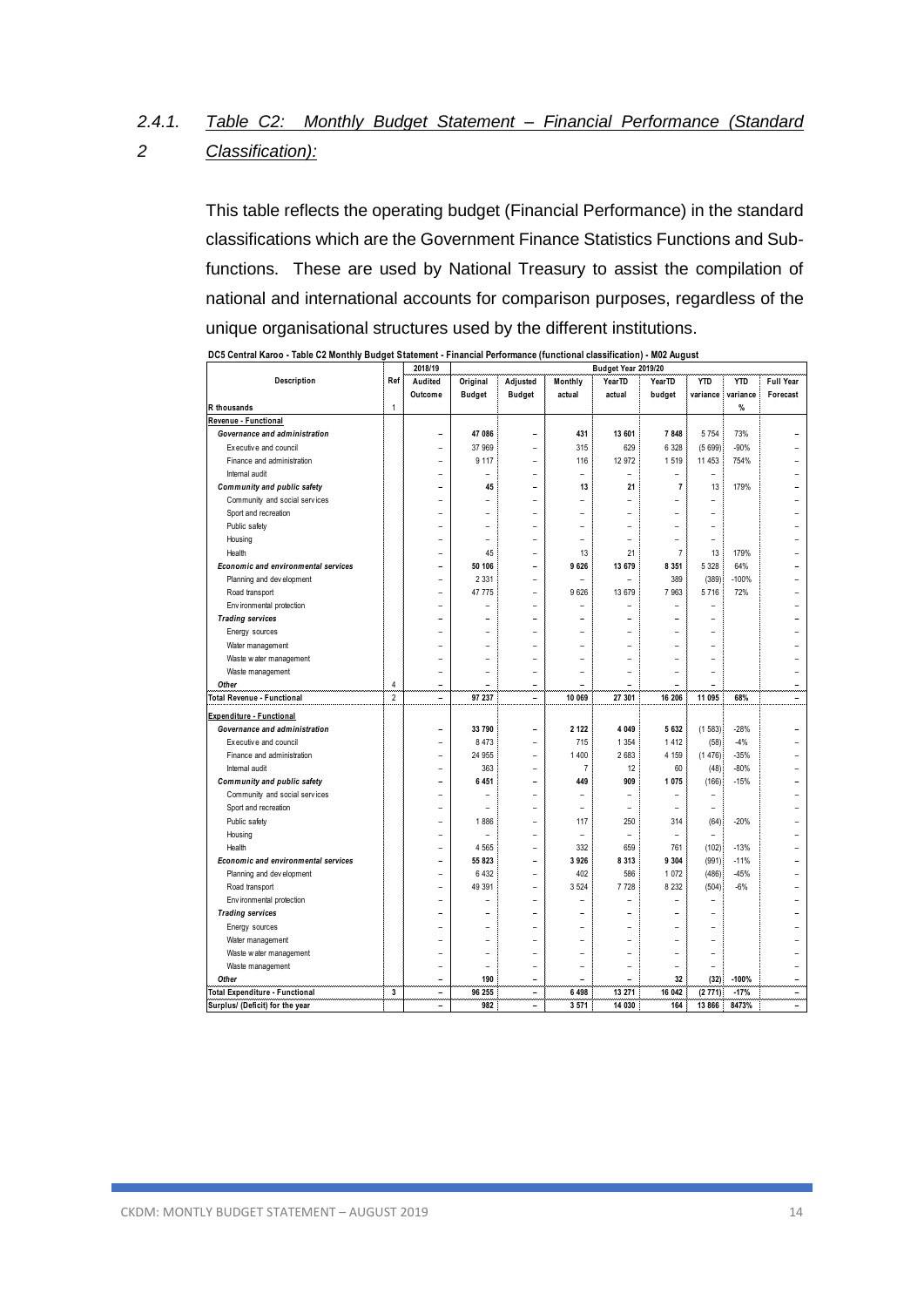### 2.4.1.2 *Table C2: Monthly Budget Statement – Financial Performance (Standard Classification):*

This table reflects the operating budget (Financial Performance) in the standard classifications which are the Government Finance Statistics Functions and Sub-functions. These are used by National Treasury to assist the compilation of national and international accounts for comparison purposes, regardless of the unique organisational structures used by the different institutions.

**DC5 Central Karoo - Table C2 Monthly Budget Statement - Financial Performance (functional classification) - M02 August**

| Description | Ref | 2018/19 | Budget Year 2019/20 | | | | | | | |
|---|---|---|---|---|---|---|---|---|---|---|
| | | Audited Outcome | Original Budget | Adjusted Budget | Monthly actual | YearTD actual | YearTD budget | YTD variance | YTD variance | Full Year Forecast |
| R thousands | 1 | | | | | | | | % | |
| **Revenue - Functional** | | | | | | | | | | |
| ***Governance and administration*** | | – | 47 086 | – | 431 | 13 601 | 7 848 | 5 754 | 73% | – |
| Executive and council | | – | 37 969 | – | 315 | 629 | 6 328 | (5 699) | -90% | – |
| Finance and administration | | – | 9 117 | – | 116 | 12 972 | 1 519 | 11 453 | 754% | – |
| Internal audit | | – | – | – | – | – | – | – | | – |
| ***Community and public safety*** | | – | 45 | – | 13 | 21 | 7 | 13 | 179% | – |
| Community and social services | | – | – | – | – | – | – | – | | – |
| Sport and recreation | | – | – | – | – | – | – | – | | – |
| Public safety | | – | – | – | – | – | – | – | | – |
| Housing | | – | – | – | – | – | – | – | | – |
| Health | | – | 45 | – | 13 | 21 | 7 | 13 | 179% | – |
| ***Economic and environmental services*** | | – | 50 106 | – | 9 626 | 13 679 | 8 351 | 5 328 | 64% | – |
| Planning and development | | – | 2 331 | – | – | – | 389 | (389) | -100% | – |
| Road transport | | – | 47 775 | – | 9 626 | 13 679 | 7 963 | 5 716 | 72% | – |
| Environmental protection | | – | – | – | – | – | – | – | | – |
| ***Trading services*** | | – | – | – | – | – | – | – | | – |
| Energy sources | | – | – | – | – | – | – | – | | – |
| Water management | | – | – | – | – | – | – | – | | – |
| Waste water management | | – | – | – | – | – | – | – | | – |
| Waste management | | – | – | – | – | – | – | – | | – |
| ***Other*** | 4 | – | – | – | – | – | – | – | | – |
| **Total Revenue - Functional** | 2 | – | 97 237 | – | 10 069 | 27 301 | 16 206 | 11 095 | 68% | – |
| **Expenditure - Functional** | | | | | | | | | | |
| ***Governance and administration*** | | – | 33 790 | – | 2 122 | 4 049 | 5 632 | (1 583) | -28% | – |
| Executive and council | | – | 8 473 | – | 715 | 1 354 | 1 412 | (58) | -4% | – |
| Finance and administration | | – | 24 955 | – | 1 400 | 2 683 | 4 159 | (1 476) | -35% | – |
| Internal audit | | – | 363 | – | 7 | 12 | 60 | (48) | -80% | – |
| ***Community and public safety*** | | – | 6 451 | – | 449 | 909 | 1 075 | (166) | -15% | – |
| Community and social services | | – | – | – | – | – | – | – | | – |
| Sport and recreation | | – | – | – | – | – | – | – | | – |
| Public safety | | – | 1 886 | – | 117 | 250 | 314 | (64) | -20% | – |
| Housing | | – | – | – | – | – | – | – | | – |
| Health | | – | 4 565 | – | 332 | 659 | 761 | (102) | -13% | – |
| ***Economic and environmental services*** | | – | 55 823 | – | 3 926 | 8 313 | 9 304 | (991) | -11% | – |
| Planning and development | | – | 6 432 | – | 402 | 586 | 1 072 | (486) | -45% | – |
| Road transport | | – | 49 391 | – | 3 524 | 7 728 | 8 232 | (504) | -6% | – |
| Environmental protection | | – | – | – | – | – | – | – | | – |
| ***Trading services*** | | – | – | – | – | – | – | – | | – |
| Energy sources | | – | – | – | – | – | – | – | | – |
| Water management | | – | – | – | – | – | – | – | | – |
| Waste water management | | – | – | – | – | – | – | – | | – |
| Waste management | | – | – | – | – | – | – | – | | – |
| ***Other*** | | – | 190 | – | – | – | 32 | (32) | -100% | – |
| **Total Expenditure - Functional** | 3 | – | 96 255 | – | 6 498 | 13 271 | 16 042 | (2 771) | -17% | – |
| **Surplus/ (Deficit) for the year** | | – | 982 | – | 3 571 | 14 030 | 164 | 13 866 | 8473% | – |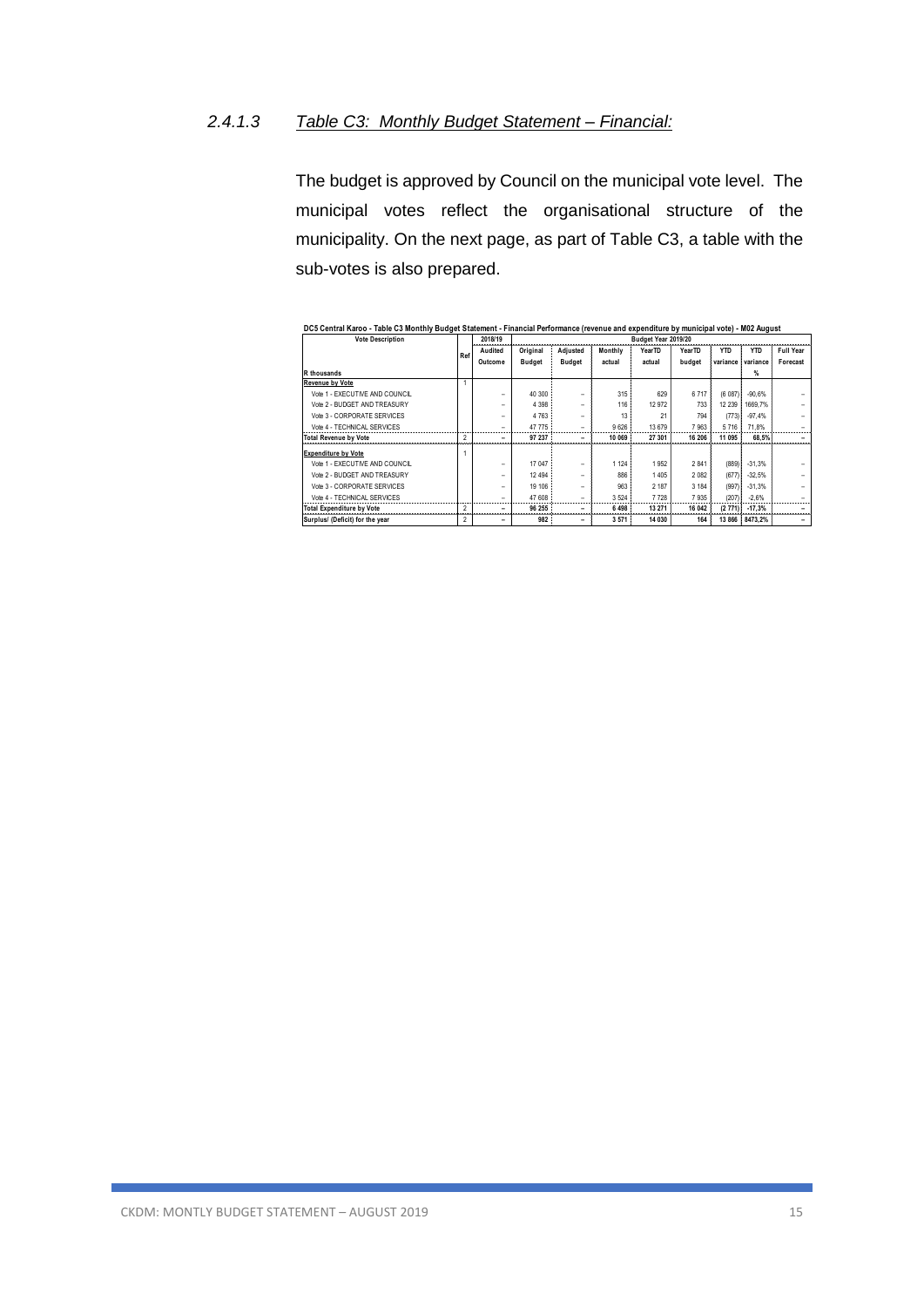### 2.4.1.3 *Table C3: Monthly Budget Statement – Financial:*

The budget is approved by Council on the municipal vote level. The municipal votes reflect the organisational structure of the municipality. On the next page, as part of Table C3, a table with the sub-votes is also prepared.

**DC5 Central Karoo - Table C3 Monthly Budget Statement - Financial Performance (revenue and expenditure by municipal vote) - M02 August**

| Vote Description | Ref | 2018/19 | Budget Year 2019/20 | | | | | | | |
|---|---|---|---|---|---|---|---|---|---|---|
| | | Audited Outcome | Original Budget | Adjusted Budget | Monthly actual | YearTD actual | YearTD budget | YTD variance | YTD variance | Full Year Forecast |
| R thousands | | | | | | | | | % | |
| **Revenue by Vote** | 1 | | | | | | | | | |
| Vote 1 - EXECUTIVE AND COUNCIL | | – | 40 300 | – | 315 | 629 | 6 717 | (6 087) | -90,6% | – |
| Vote 2 - BUDGET AND TREASURY | | – | 4 398 | – | 116 | 12 972 | 733 | 12 239 | 1669,7% | – |
| Vote 3 - CORPORATE SERVICES | | – | 4 763 | – | 13 | 21 | 794 | (773) | -97,4% | – |
| Vote 4 - TECHNICAL SERVICES | | – | 47 775 | – | 9 626 | 13 679 | 7 963 | 5 716 | 71,8% | – |
| **Total Revenue by Vote** | 2 | – | **97 237** | – | **10 069** | **27 301** | **16 206** | **11 095** | **68,5%** | – |
| **Expenditure by Vote** | 1 | | | | | | | | | |
| Vote 1 - EXECUTIVE AND COUNCIL | | – | 17 047 | – | 1 124 | 1 952 | 2 841 | (889) | -31,3% | – |
| Vote 2 - BUDGET AND TREASURY | | – | 12 494 | – | 886 | 1 405 | 2 082 | (677) | -32,5% | – |
| Vote 3 - CORPORATE SERVICES | | – | 19 106 | – | 963 | 2 187 | 3 184 | (997) | -31,3% | – |
| Vote 4 - TECHNICAL SERVICES | | – | 47 608 | – | 3 524 | 7 728 | 7 935 | (207) | -2,6% | – |
| **Total Expenditure by Vote** | 2 | – | **96 255** | – | **6 498** | **13 271** | **16 042** | **(2 771)** | **-17,3%** | – |
| **Surplus/ (Deficit) for the year** | 2 | – | **982** | – | **3 571** | **14 030** | **164** | **13 866** | **8473,2%** | – |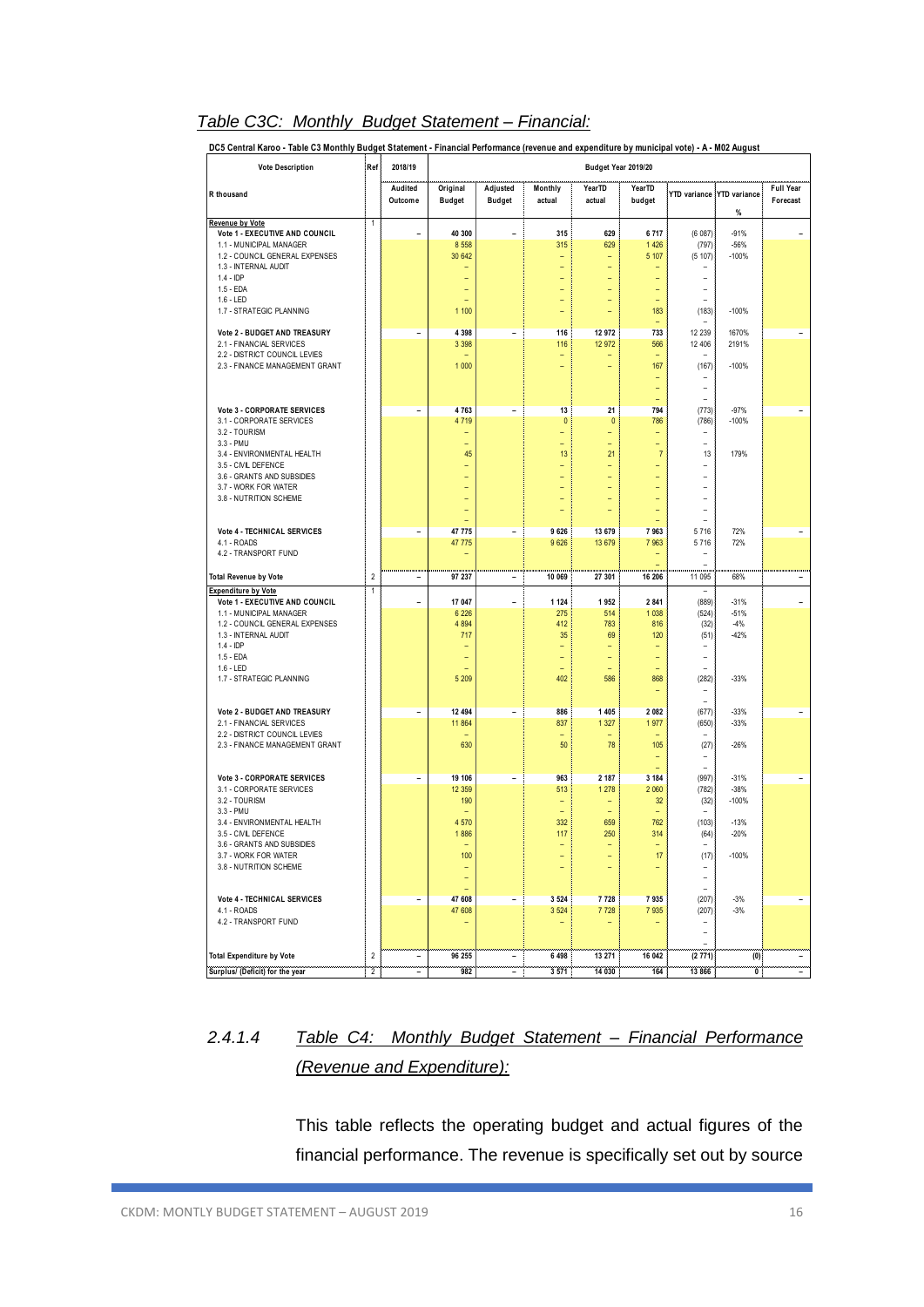## *Table C3C: Monthly Budget Statement – Financial:*

**DC5 Central Karoo - Table C3 Monthly Budget Statement - Financial Performance (revenue and expenditure by municipal vote) - A - M02 August**

| Vote Description | Ref | 2018/19 | Budget Year 2019/20 | | | | | | | |
|---|---|---|---|---|---|---|---|---|---|---|
| R thousand | | Audited Outcome | Original Budget | Adjusted Budget | Monthly actual | YearTD actual | YearTD budget | YTD variance | YTD variance % | Full Year Forecast |
| **Revenue by Vote** | 1 | | | | | | | | | |
| Vote 1 - EXECUTIVE AND COUNCIL | | – | 40 300 | – | 315 | 629 | 6 717 | (6 087) | -91% | – |
| 1.1 - MUNICIPAL MANAGER | | | 8 558 | | 315 | 629 | 1 426 | (797) | -56% | |
| 1.2 - COUNCIL GENERAL EXPENSES | | | 30 642 | | – | – | 5 107 | (5 107) | -100% | |
| 1.3 - INTERNAL AUDIT | | | – | | – | – | – | – | | |
| 1.4 - IDP | | | – | | – | – | – | – | | |
| 1.5 - EDA | | | – | | – | – | – | – | | |
| 1.6 - LED | | | – | | – | – | – | – | | |
| 1.7 - STRATEGIC PLANNING | | | 1 100 | | – | – | 183 | (183) | -100% | |
| Vote 2 - BUDGET AND TREASURY | | – | 4 398 | – | 116 | 12 972 | 733 | 12 239 | 1670% | – |
| 2.1 - FINANCIAL SERVICES | | | 3 398 | | 116 | 12 972 | 566 | 12 406 | 2191% | |
| 2.2 - DISTRICT COUNCIL LEVIES | | | – | | – | – | – | – | | |
| 2.3 - FINANCE MANAGEMENT GRANT | | | 1 000 | | – | – | 167 | (167) | -100% | |
| Vote 3 - CORPORATE SERVICES | | – | 4 763 | – | 13 | 21 | 794 | (773) | -97% | – |
| 3.1 - CORPORATE SERVICES | | | 4 719 | | 0 | 0 | 786 | (786) | -100% | |
| 3.2 - TOURISM | | | – | | – | – | – | – | | |
| 3.3 - PMU | | | – | | – | – | – | – | | |
| 3.4 - ENVIRONMENTAL HEALTH | | | 45 | | 13 | 21 | 7 | 13 | 179% | |
| 3.5 - CIVIL DEFENCE | | | – | | – | – | – | – | | |
| 3.6 - GRANTS AND SUBSIDIES | | | – | | – | – | – | – | | |
| 3.7 - WORK FOR WATER | | | – | | – | – | – | – | | |
| 3.8 - NUTRITION SCHEME | | | – | | – | – | – | – | | |
| Vote 4 - TECHNICAL SERVICES | | – | 47 775 | – | 9 626 | 13 679 | 7 963 | 5 716 | 72% | – |
| 4.1 - ROADS | | | 47 775 | | 9 626 | 13 679 | 7 963 | 5 716 | 72% | |
| 4.2 - TRANSPORT FUND | | | – | | | | – | – | | |
| **Total Revenue by Vote** | 2 | – | 97 237 | – | 10 069 | 27 301 | 16 206 | 11 095 | 68% | – |
| **Expenditure by Vote** | 1 | | | | | | | | | |
| Vote 1 - EXECUTIVE AND COUNCIL | | – | 17 047 | – | 1 124 | 1 952 | 2 841 | (889) | -31% | – |
| 1.1 - MUNICIPAL MANAGER | | | 6 226 | | 275 | 514 | 1 038 | (524) | -51% | |
| 1.2 - COUNCIL GENERAL EXPENSES | | | 4 894 | | 412 | 783 | 816 | (32) | -4% | |
| 1.3 - INTERNAL AUDIT | | | 717 | | 35 | 69 | 120 | (51) | -42% | |
| 1.4 - IDP | | | – | | – | – | – | – | | |
| 1.5 - EDA | | | – | | – | – | – | – | | |
| 1.6 - LED | | | – | | – | – | – | – | | |
| 1.7 - STRATEGIC PLANNING | | | 5 209 | | 402 | 586 | 868 | (282) | -33% | |
| Vote 2 - BUDGET AND TREASURY | | – | 12 494 | – | 886 | 1 405 | 2 082 | (677) | -33% | – |
| 2.1 - FINANCIAL SERVICES | | | 11 864 | | 837 | 1 327 | 1 977 | (650) | -33% | |
| 2.2 - DISTRICT COUNCIL LEVIES | | | – | | – | – | – | – | | |
| 2.3 - FINANCE MANAGEMENT GRANT | | | 630 | | 50 | 78 | 105 | (27) | -26% | |
| Vote 3 - CORPORATE SERVICES | | – | 19 106 | – | 963 | 2 187 | 3 184 | (997) | -31% | – |
| 3.1 - CORPORATE SERVICES | | | 12 359 | | 513 | 1 278 | 2 060 | (782) | -38% | |
| 3.2 - TOURISM | | | 190 | | – | – | 32 | (32) | -100% | |
| 3.3 - PMU | | | – | | – | – | – | – | | |
| 3.4 - ENVIRONMENTAL HEALTH | | | 4 570 | | 332 | 659 | 762 | (103) | -13% | |
| 3.5 - CIVIL DEFENCE | | | 1 886 | | 117 | 250 | 314 | (64) | -20% | |
| 3.6 - GRANTS AND SUBSIDIES | | | – | | – | – | – | – | | |
| 3.7 - WORK FOR WATER | | | 100 | | – | – | 17 | (17) | -100% | |
| 3.8 - NUTRITION SCHEME | | | – | | – | – | – | – | | |
| Vote 4 - TECHNICAL SERVICES | | – | 47 608 | – | 3 524 | 7 728 | 7 935 | (207) | -3% | – |
| 4.1 - ROADS | | | 47 608 | | 3 524 | 7 728 | 7 935 | (207) | -3% | |
| 4.2 - TRANSPORT FUND | | | – | | – | – | – | – | | |
| **Total Expenditure by Vote** | 2 | – | 96 255 | – | 6 498 | 13 271 | 16 042 | (2 771) | (0) | – |
| **Surplus/ (Deficit) for the year** | 2 | – | 982 | – | 3 571 | 14 030 | 164 | 13 866 | 0 | – |

## 2.4.1.4 *Table C4: Monthly Budget Statement – Financial Performance (Revenue and Expenditure):*

This table reflects the operating budget and actual figures of the financial performance. The revenue is specifically set out by source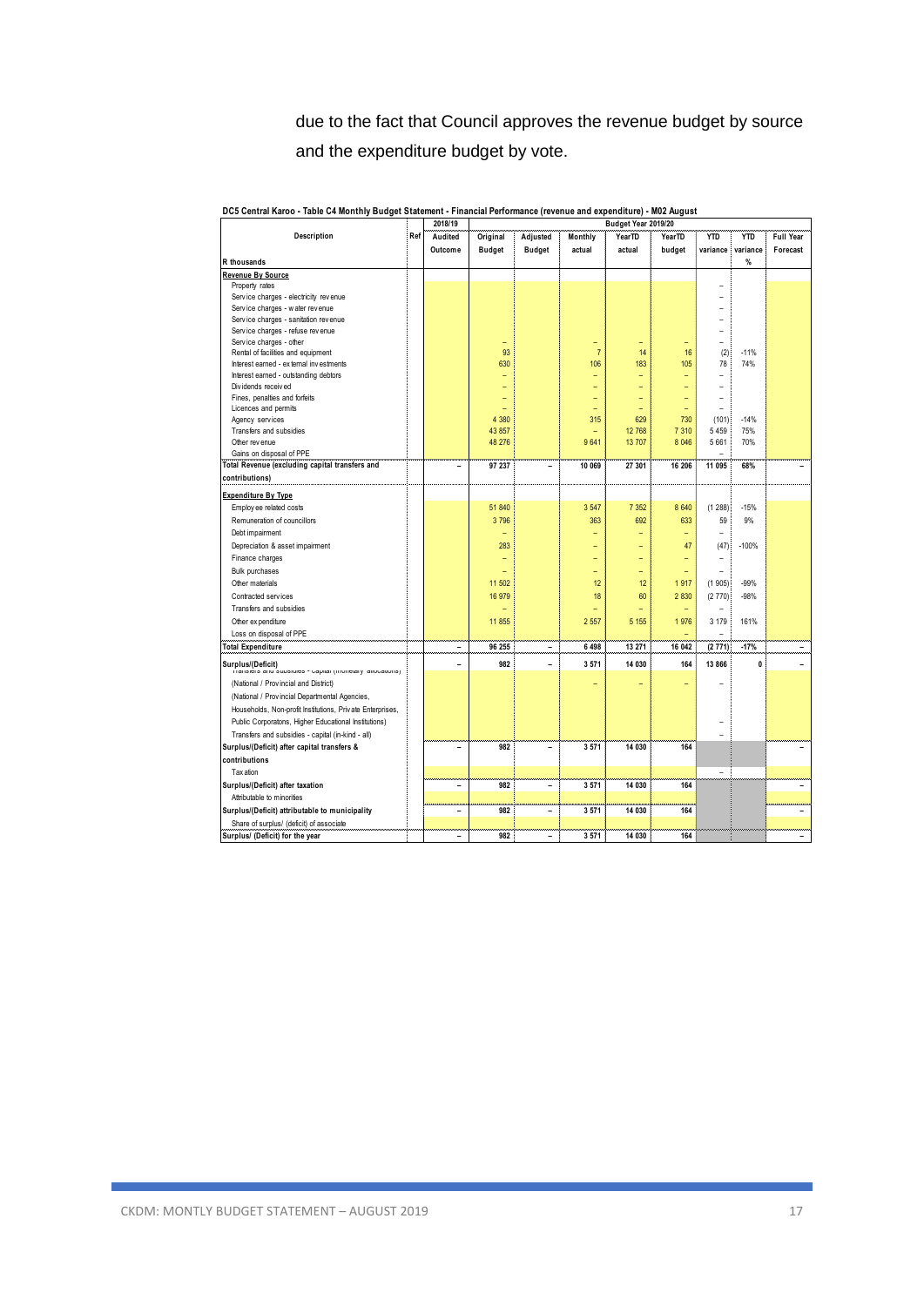due to the fact that Council approves the revenue budget by source and the expenditure budget by vote.

DC5 Central Karoo - Table C4 Monthly Budget Statement - Financial Performance (revenue and expenditure) - M02 August

| Description | Ref | 2018/19 | Budget Year 2019/20 | | | | | | | |
|---|---|---|---|---|---|---|---|---|---|---|
| | | Audited Outcome | Original Budget | Adjusted Budget | Monthly actual | YearTD actual | YearTD budget | YTD variance | YTD variance | Full Year Forecast |
| R thousands | | | | | | | | | % | |
| **Revenue By Source** | | | | | | | | | | |
| Property rates | | | | | | | | – | | |
| Service charges - electricity revenue | | | | | | | | – | | |
| Service charges - water revenue | | | | | | | | – | | |
| Service charges - sanitation revenue | | | | | | | | – | | |
| Service charges - refuse revenue | | | | | | | | – | | |
| Service charges - other | | | – | | – | – | – | – | | |
| Rental of facilities and equipment | | | 93 | | 7 | 14 | 16 | (2) | -11% | |
| Interest earned - external investments | | | 630 | | 106 | 183 | 105 | 78 | 74% | |
| Interest earned - outstanding debtors | | | – | | – | – | – | – | | |
| Dividends received | | | – | | – | – | – | – | | |
| Fines, penalties and forfeits | | | – | | – | – | – | – | | |
| Licences and permits | | | – | | – | – | – | – | | |
| Agency services | | | 4 380 | | 315 | 629 | 730 | (101) | -14% | |
| Transfers and subsidies | | | 43 857 | | – | 12 768 | 7 310 | 5 459 | 75% | |
| Other revenue | | | 48 276 | | 9 641 | 13 707 | 8 046 | 5 661 | 70% | |
| Gains on disposal of PPE | | | | | | | | – | | |
| **Total Revenue (excluding capital transfers and contributions)** | | – | 97 237 | – | 10 069 | 27 301 | 16 206 | 11 095 | 68% | – |
| **Expenditure By Type** | | | | | | | | | | |
| Employee related costs | | | 51 840 | | 3 547 | 7 352 | 8 640 | (1 288) | -15% | |
| Remuneration of councillors | | | 3 796 | | 363 | 692 | 633 | 59 | 9% | |
| Debt impairment | | | – | | – | – | – | – | | |
| Depreciation & asset impairment | | | 283 | | – | – | 47 | (47) | -100% | |
| Finance charges | | | – | | – | – | – | – | | |
| Bulk purchases | | | – | | – | – | – | – | | |
| Other materials | | | 11 502 | | 12 | 12 | 1 917 | (1 905) | -99% | |
| Contracted services | | | 16 979 | | 18 | 60 | 2 830 | (2 770) | -98% | |
| Transfers and subsidies | | | – | | – | – | – | – | | |
| Other expenditure | | | 11 855 | | 2 557 | 5 155 | 1 976 | 3 179 | 161% | |
| Loss on disposal of PPE | | | | | | | – | – | | |
| **Total Expenditure** | | – | 96 255 | – | 6 498 | 13 271 | 16 042 | (2 771) | -17% | – |
| **Surplus/(Deficit)** | | – | 982 | – | 3 571 | 14 030 | 164 | 13 866 | 0 | – |
| Transfers and subsidies - capital (monetary allocations) (National / Provincial and District) | | | | | – | – | – | – | | |
| (National / Provincial Departmental Agencies, Households, Non-profit Institutions, Private Enterprises, Public Corporatons, Higher Educational Institutions) | | | | | | | | – | | |
| Transfers and subsidies - capital (in-kind - all) | | | | | | | | – | | |
| **Surplus/(Deficit) after capital transfers & contributions** | | – | 982 | – | 3 571 | 14 030 | 164 | | | – |
| Taxation | | | | | | | | – | | |
| **Surplus/(Deficit) after taxation** | | – | 982 | – | 3 571 | 14 030 | 164 | | | – |
| Attributable to minorities | | | | | | | | | | |
| **Surplus/(Deficit) attributable to municipality** | | – | 982 | – | 3 571 | 14 030 | 164 | | | – |
| Share of surplus/ (deficit) of associate | | | | | | | | | | |
| **Surplus/ (Deficit) for the year** | | – | 982 | – | 3 571 | 14 030 | 164 | | | – |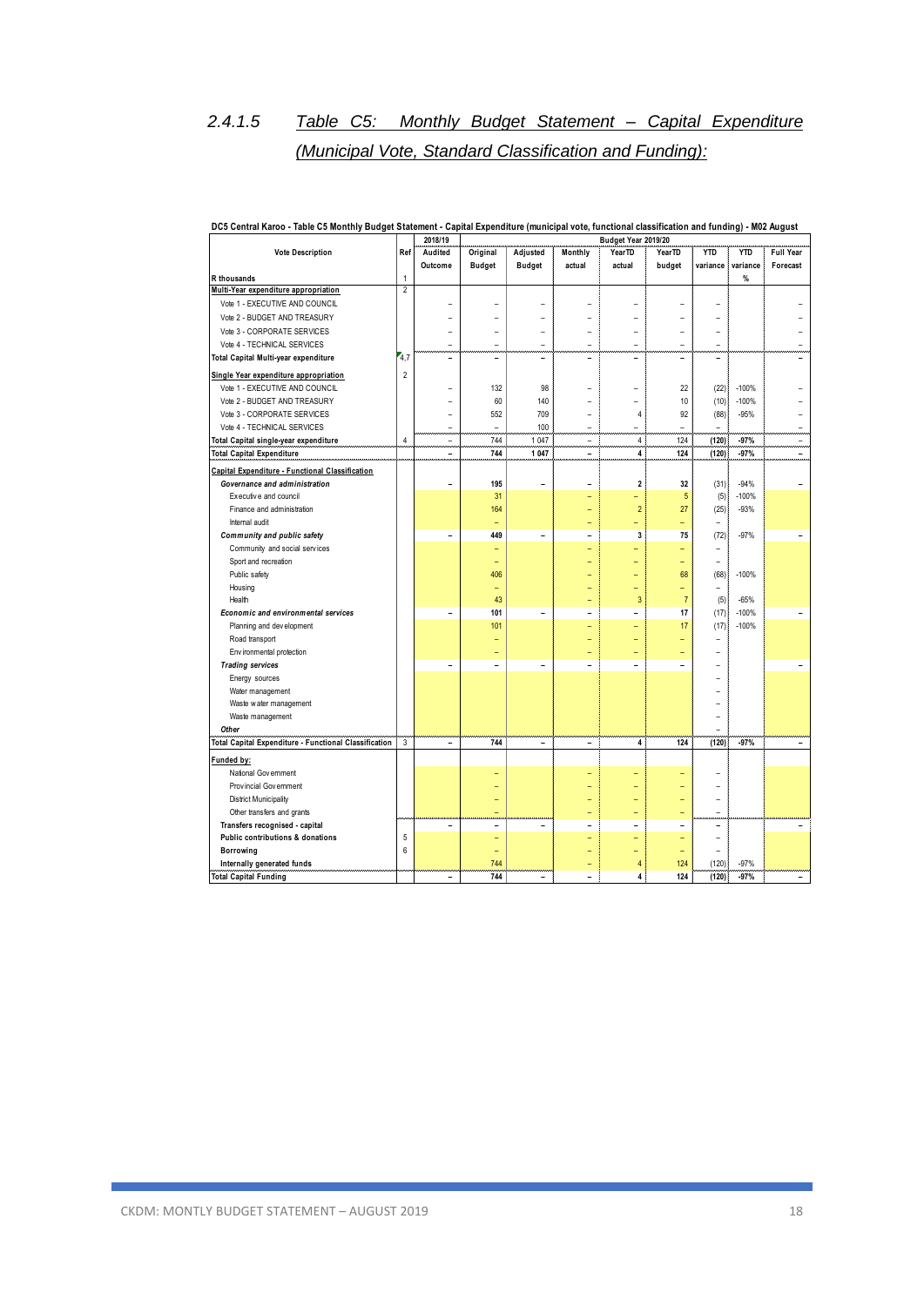## 2.4.1.5 Table C5: Monthly Budget Statement – Capital Expenditure (Municipal Vote, Standard Classification and Funding):

**DC5 Central Karoo - Table C5 Monthly Budget Statement - Capital Expenditure (municipal vote, functional classification and funding) - M02 August**

| Vote Description | Ref | 2018/19 Audited Outcome | Budget Year 2019/20 Original Budget | Adjusted Budget | Monthly actual | YearTD actual | YearTD budget | YTD variance | YTD variance % | Full Year Forecast |
|---|---|---|---|---|---|---|---|---|---|---|
| R thousands | 1 | | | | | | | | | |
| **Multi-Year expenditure appropriation** | 2 | | | | | | | | | |
| Vote 1 - EXECUTIVE AND COUNCIL | | – | – | – | – | – | – | – | | – |
| Vote 2 - BUDGET AND TREASURY | | – | – | – | – | – | – | – | | – |
| Vote 3 - CORPORATE SERVICES | | – | – | – | – | – | – | – | | – |
| Vote 4 - TECHNICAL SERVICES | | – | – | – | – | – | – | – | | – |
| **Total Capital Multi-year expenditure** | 4,7 | – | – | – | – | – | – | – | | – |
| **Single Year expenditure appropriation** | 2 | | | | | | | | | |
| Vote 1 - EXECUTIVE AND COUNCIL | | – | 132 | 98 | – | – | 22 | (22) | -100% | – |
| Vote 2 - BUDGET AND TREASURY | | – | 60 | 140 | – | – | 10 | (10) | -100% | – |
| Vote 3 - CORPORATE SERVICES | | – | 552 | 709 | – | 4 | 92 | (88) | -95% | – |
| Vote 4 - TECHNICAL SERVICES | | – | – | 100 | – | – | – | – | | – |
| **Total Capital single-year expenditure** | 4 | – | 744 | 1 047 | – | 4 | 124 | (120) | -97% | – |
| **Total Capital Expenditure** | | – | 744 | 1 047 | – | 4 | 124 | (120) | -97% | – |
| **Capital Expenditure - Functional Classification** | | | | | | | | | | |
| ***Governance and administration*** | | – | 195 | – | – | 2 | 32 | (31) | -94% | – |
| Executive and council | | | 31 | | – | – | 5 | (5) | -100% | |
| Finance and administration | | | 164 | | – | 2 | 27 | (25) | -93% | |
| Internal audit | | | – | | – | – | – | – | | |
| ***Community and public safety*** | | – | 449 | – | – | 3 | 75 | (72) | -97% | – |
| Community and social services | | | – | | – | – | – | – | | |
| Sport and recreation | | | – | | – | – | – | – | | |
| Public safety | | | 406 | | – | – | 68 | (68) | -100% | |
| Housing | | | – | | – | – | – | – | | |
| Health | | | 43 | | – | 3 | 7 | (5) | -65% | |
| ***Economic and environmental services*** | | – | 101 | – | – | – | 17 | (17) | -100% | – |
| Planning and development | | | 101 | | – | – | 17 | (17) | -100% | |
| Road transport | | | – | | – | – | – | – | | |
| Environmental protection | | | – | | – | – | – | – | | |
| ***Trading services*** | | – | – | – | – | – | – | – | | – |
| Energy sources | | | | | | | | – | | |
| Water management | | | | | | | | – | | |
| Waste water management | | | | | | | | – | | |
| Waste management | | | | | | | | – | | |
| ***Other*** | | | | | | | | – | | |
| **Total Capital Expenditure - Functional Classification** | 3 | – | 744 | – | – | 4 | 124 | (120) | -97% | – |
| **Funded by:** | | | | | | | | | | |
| National Government | | | – | | – | – | – | – | | |
| Provincial Government | | | – | | – | – | – | – | | |
| District Municipality | | | – | | – | – | – | – | | |
| Other transfers and grants | | | – | | – | – | – | – | | |
| **Transfers recognised - capital** | | – | – | – | – | – | – | – | | – |
| **Public contributions & donations** | 5 | | – | | – | – | – | – | | |
| **Borrowing** | 6 | | – | | – | – | – | – | | |
| **Internally generated funds** | | | 744 | | – | 4 | 124 | (120) | -97% | |
| **Total Capital Funding** | | – | 744 | – | – | 4 | 124 | (120) | -97% | – |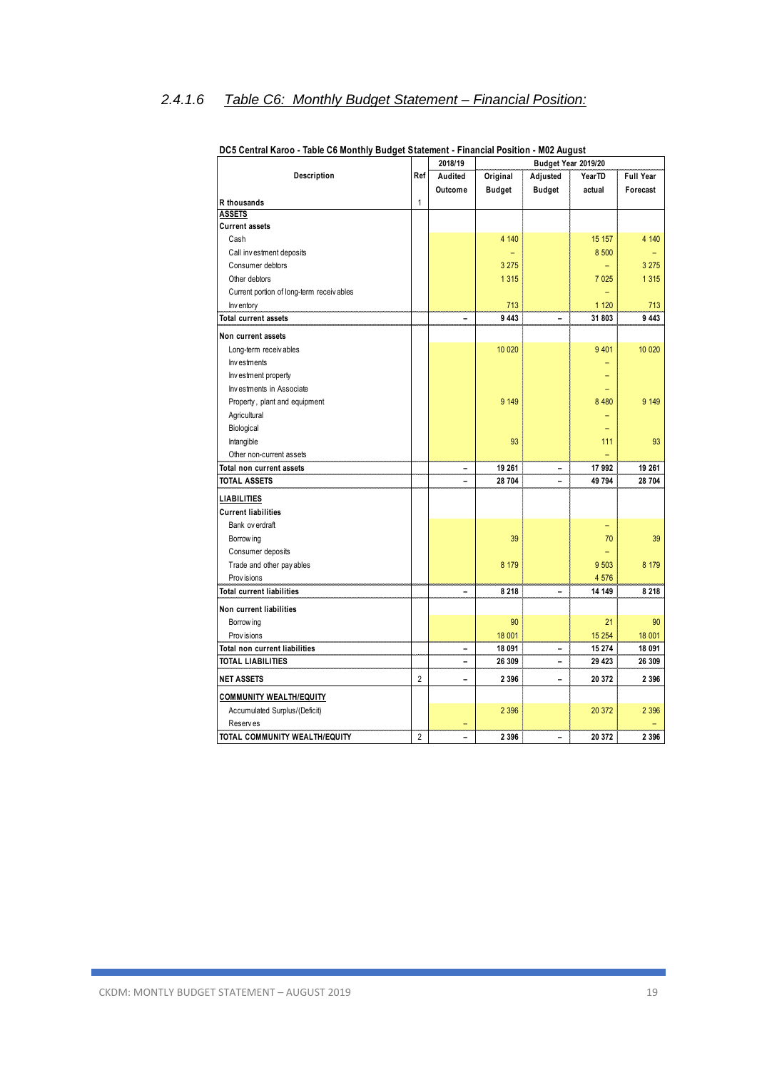### 2.4.1.6 Table C6: Monthly Budget Statement – Financial Position:

**DC5 Central Karoo - Table C6 Monthly Budget Statement - Financial Position - M02 August**

| Description | Ref | 2018/19 | Budget Year 2019/20 | | | |
|---|---|---|---|---|---|---|
| | | Audited Outcome | Original Budget | Adjusted Budget | YearTD actual | Full Year Forecast |
| R thousands | 1 | | | | | |
| **ASSETS** | | | | | | |
| **Current assets** | | | | | | |
| Cash | | | 4 140 | | 15 157 | 4 140 |
| Call investment deposits | | | – | | 8 500 | – |
| Consumer debtors | | | 3 275 | | – | 3 275 |
| Other debtors | | | 1 315 | | 7 025 | 1 315 |
| Current portion of long-term receivables | | | | | – | |
| Inventory | | | 713 | | 1 120 | 713 |
| **Total current assets** | | – | 9 443 | – | 31 803 | 9 443 |
| **Non current assets** | | | | | | |
| Long-term receivables | | | 10 020 | | 9 401 | 10 020 |
| Investments | | | | | – | |
| Investment property | | | | | – | |
| Investments in Associate | | | | | – | |
| Property, plant and equipment | | | 9 149 | | 8 480 | 9 149 |
| Agricultural | | | | | – | |
| Biological | | | | | – | |
| Intangible | | | 93 | | 111 | 93 |
| Other non-current assets | | | | | – | |
| **Total non current assets** | | – | 19 261 | – | 17 992 | 19 261 |
| **TOTAL ASSETS** | | – | 28 704 | – | 49 794 | 28 704 |
| **LIABILITIES** | | | | | | |
| **Current liabilities** | | | | | | |
| Bank overdraft | | | | | – | |
| Borrowing | | | 39 | | 70 | 39 |
| Consumer deposits | | | | | – | |
| Trade and other payables | | | 8 179 | | 9 503 | 8 179 |
| Provisions | | | | | 4 576 | |
| **Total current liabilities** | | – | 8 218 | – | 14 149 | 8 218 |
| **Non current liabilities** | | | | | | |
| Borrowing | | | 90 | | 21 | 90 |
| Provisions | | | 18 001 | | 15 254 | 18 001 |
| **Total non current liabilities** | | – | 18 091 | – | 15 274 | 18 091 |
| **TOTAL LIABILITIES** | | – | 26 309 | – | 29 423 | 26 309 |
| **NET ASSETS** | 2 | – | 2 396 | – | 20 372 | 2 396 |
| **COMMUNITY WEALTH/EQUITY** | | | | | | |
| Accumulated Surplus/(Deficit) | | | 2 396 | | 20 372 | 2 396 |
| Reserves | | – | | | | – |
| **TOTAL COMMUNITY WEALTH/EQUITY** | 2 | – | 2 396 | – | 20 372 | 2 396 |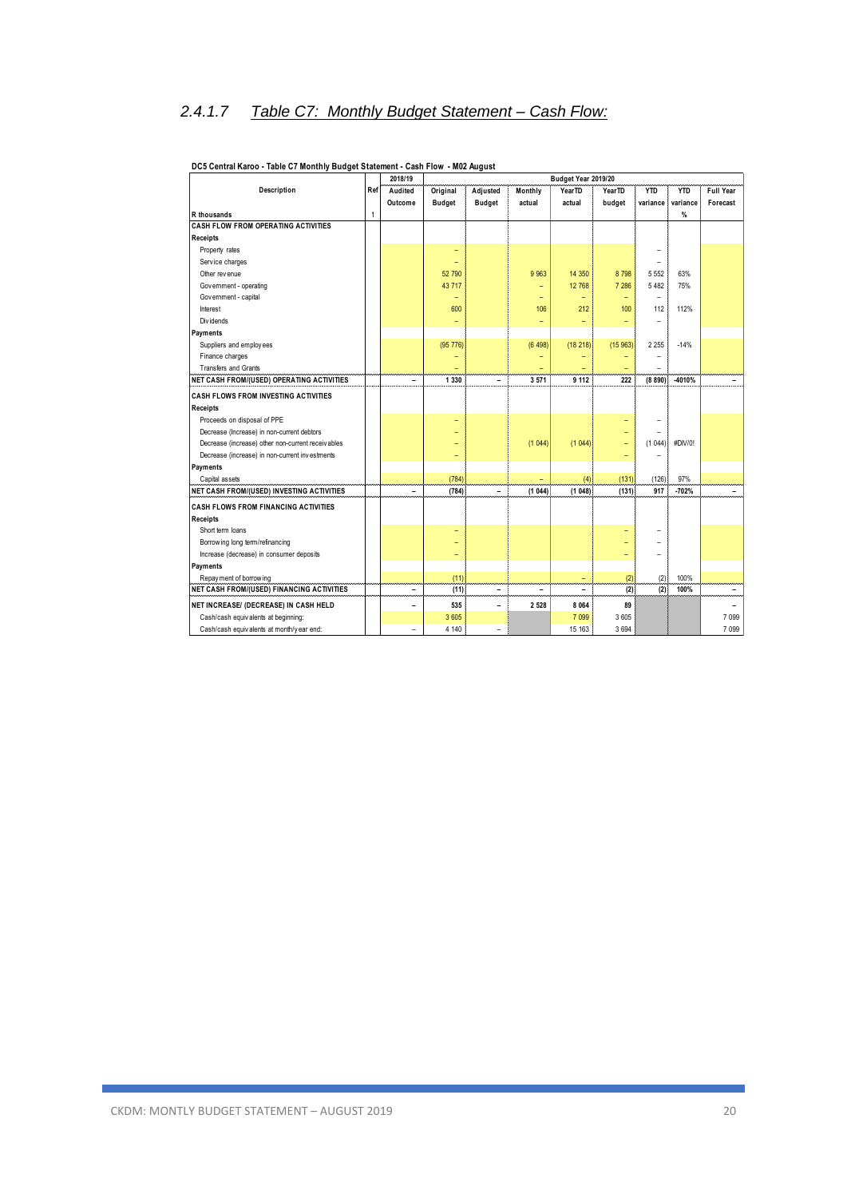### 2.4.1.7 Table C7: Monthly Budget Statement – Cash Flow:

**DC5 Central Karoo - Table C7 Monthly Budget Statement - Cash Flow - M02 August**

| Description | Ref | 2018/19 Audited Outcome | Budget Year 2019/20 Original Budget | Adjusted Budget | Monthly actual | YearTD actual | YearTD budget | YTD variance | YTD variance % | Full Year Forecast |
|---|---|---|---|---|---|---|---|---|---|---|
| R thousands | 1 | | | | | | | | | |
| **CASH FLOW FROM OPERATING ACTIVITIES** | | | | | | | | | | |
| **Receipts** | | | | | | | | | | |
| Property rates | | | – | | | | | – | | |
| Service charges | | | – | | | | | – | | |
| Other revenue | | | 52 790 | | 9 963 | 14 350 | 8 798 | 5 552 | 63% | |
| Government - operating | | | 43 717 | | – | 12 768 | 7 286 | 5 482 | 75% | |
| Government - capital | | | – | | – | – | – | – | | |
| Interest | | | 600 | | 106 | 212 | 100 | 112 | 112% | |
| Dividends | | | – | | – | – | – | – | | |
| **Payments** | | | | | | | | | | |
| Suppliers and employees | | | (95 776) | | (6 498) | (18 218) | (15 963) | 2 255 | -14% | |
| Finance charges | | | – | | – | – | – | – | | |
| Transfers and Grants | | | – | | – | – | – | – | | |
| **NET CASH FROM/(USED) OPERATING ACTIVITIES** | | – | 1 330 | – | 3 571 | 9 112 | 222 | (8 890) | -4010% | – |
| **CASH FLOWS FROM INVESTING ACTIVITIES** | | | | | | | | | | |
| **Receipts** | | | | | | | | | | |
| Proceeds on disposal of PPE | | | – | | | | – | – | | |
| Decrease (Increase) in non-current debtors | | | – | | | | – | – | | |
| Decrease (increase) other non-current receivables | | | – | | (1 044) | (1 044) | – | (1 044) | #DIV/0! | |
| Decrease (increase) in non-current investments | | | – | | | | – | – | | |
| **Payments** | | | | | | | | | | |
| Capital assets | | | (784) | | – | (4) | (131) | (126) | 97% | |
| **NET CASH FROM/(USED) INVESTING ACTIVITIES** | | – | (784) | – | (1 044) | (1 048) | (131) | 917 | -702% | – |
| **CASH FLOWS FROM FINANCING ACTIVITIES** | | | | | | | | | | |
| **Receipts** | | | | | | | | | | |
| Short term loans | | | – | | | | – | – | | |
| Borrowing long term/refinancing | | | – | | | | – | – | | |
| Increase (decrease) in consumer deposits | | | – | | | | – | – | | |
| **Payments** | | | | | | | | | | |
| Repayment of borrowing | | | (11) | | | – | (2) | (2) | 100% | |
| **NET CASH FROM/(USED) FINANCING ACTIVITIES** | | – | (11) | – | – | – | (2) | (2) | 100% | – |
| **NET INCREASE/ (DECREASE) IN CASH HELD** | | – | 535 | – | 2 528 | 8 064 | 89 | | | – |
| Cash/cash equivalents at beginning: | | | 3 605 | | | 7 099 | 3 605 | | | 7 099 |
| Cash/cash equivalents at month/year end: | | – | 4 140 | – | | 15 163 | 3 694 | | | 7 099 |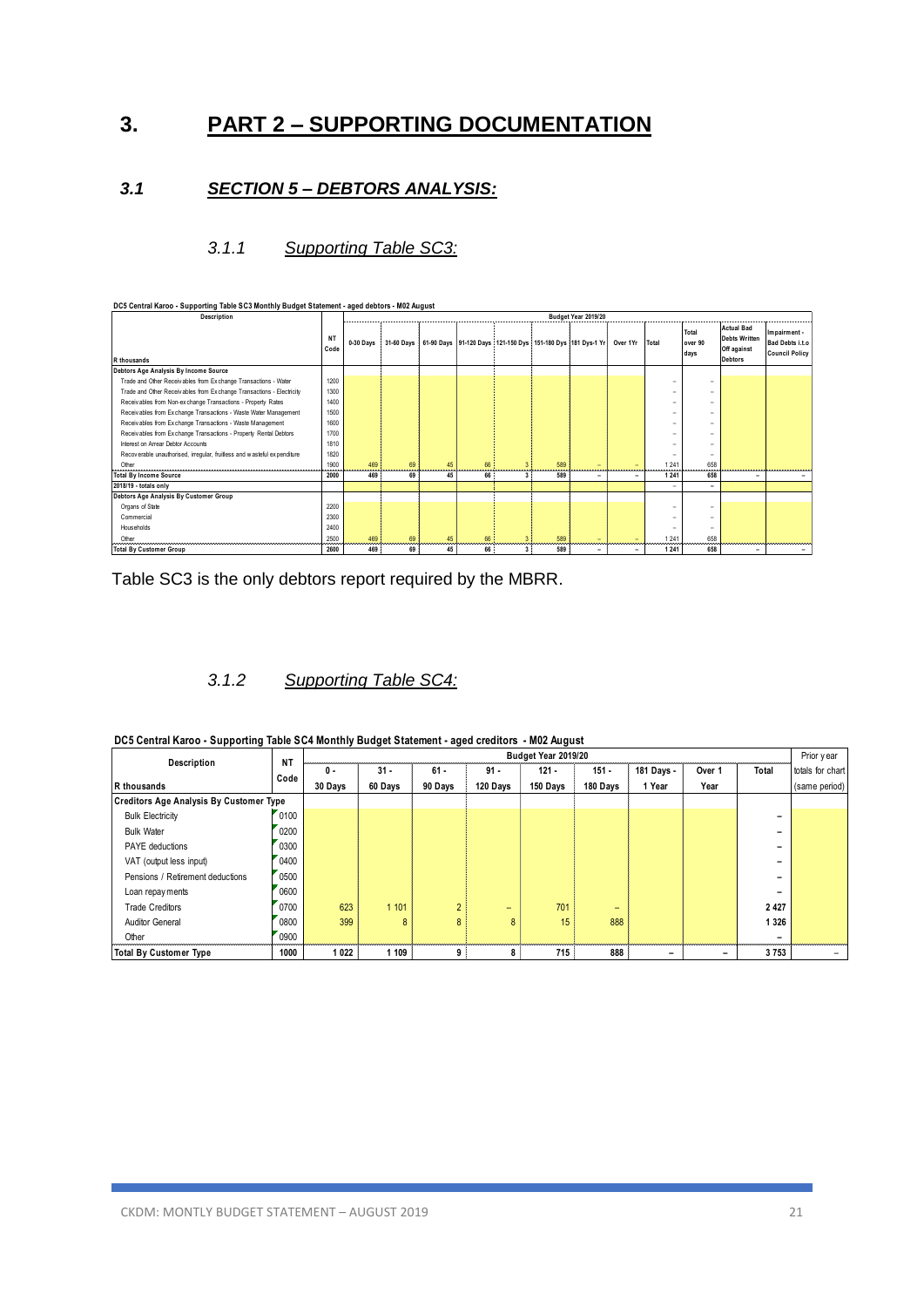# 3. PART 2 – SUPPORTING DOCUMENTATION

## *3.1 SECTION 5 – DEBTORS ANALYSIS:*

### *3.1.1 Supporting Table SC3:*

**DC5 Central Karoo - Supporting Table SC3 Monthly Budget Statement - aged debtors - M02 August**

| Description | NT Code | Budget Year 2019/20 | | | | | | | | | | | |
|---|---|---|---|---|---|---|---|---|---|---|---|---|---|
| R thousands | | 0-30 Days | 31-60 Days | 61-90 Days | 91-120 Days | 121-150 Dys | 151-180 Dys | 181 Dys-1 Yr | Over 1Yr | Total | Total over 90 days | Actual Bad Debts Written Off against Debtors | Impairment - Bad Debts i.t.o Council Policy |
| **Debtors Age Analysis By Income Source** | | | | | | | | | | | | | |
| Trade and Other Receivables from Exchange Transactions - Water | 1200 | | | | | | | | | – | – | | |
| Trade and Other Receivables from Exchange Transactions - Electricity | 1300 | | | | | | | | | – | – | | |
| Receivables from Non-exchange Transactions - Property Rates | 1400 | | | | | | | | | – | – | | |
| Receivables from Exchange Transactions - Waste Water Management | 1500 | | | | | | | | | – | – | | |
| Receivables from Exchange Transactions - Waste Management | 1600 | | | | | | | | | – | – | | |
| Receivables from Exchange Transactions - Property Rental Debtors | 1700 | | | | | | | | | – | – | | |
| Interest on Arrear Debtor Accounts | 1810 | | | | | | | | | – | – | | |
| Recoverable unauthorised, irregular, fruitless and wasteful expenditure | 1820 | | | | | | | | | – | – | | |
| Other | 1900 | 469 | 69 | 45 | 66 | 3 | 589 | – | – | 1 241 | 658 | | |
| **Total By Income Source** | 2000 | 469 | 69 | 45 | 66 | 3 | 589 | – | – | 1 241 | 658 | – | – |
| **2018/19 - totals only** | | | | | | | | | | – | – | | |
| **Debtors Age Analysis By Customer Group** | | | | | | | | | | | | | |
| Organs of State | 2200 | | | | | | | | | – | – | | |
| Commercial | 2300 | | | | | | | | | – | – | | |
| Households | 2400 | | | | | | | | | – | – | | |
| Other | 2500 | 469 | 69 | 45 | 66 | 3 | 589 | – | – | 1 241 | 658 | | |
| **Total By Customer Group** | 2600 | 469 | 69 | 45 | 66 | 3 | 589 | – | – | 1 241 | 658 | – | – |

Table SC3 is the only debtors report required by the MBRR.

### *3.1.2 Supporting Table SC4:*

**DC5 Central Karoo - Supporting Table SC4 Monthly Budget Statement - aged creditors - M02 August**

| Description | NT Code | Budget Year 2019/20 | | | | | | | | | Prior year |
|---|---|---|---|---|---|---|---|---|---|---|---|
| R thousands | | 0 - 30 Days | 31 - 60 Days | 61 - 90 Days | 91 - 120 Days | 121 - 150 Days | 151 - 180 Days | 181 Days - 1 Year | Over 1 Year | Total | totals for chart (same period) |
| **Creditors Age Analysis By Customer Type** | | | | | | | | | | | |
| Bulk Electricity | 0100 | | | | | | | | | – | |
| Bulk Water | 0200 | | | | | | | | | – | |
| PAYE deductions | 0300 | | | | | | | | | – | |
| VAT (output less input) | 0400 | | | | | | | | | – | |
| Pensions / Retirement deductions | 0500 | | | | | | | | | – | |
| Loan repayments | 0600 | | | | | | | | | – | |
| Trade Creditors | 0700 | 623 | 1 101 | 2 | – | 701 | – | | | 2 427 | |
| Auditor General | 0800 | 399 | 8 | 8 | 8 | 15 | 888 | | | 1 326 | |
| Other | 0900 | | | | | | | | | – | |
| **Total By Customer Type** | 1000 | 1 022 | 1 109 | 9 | 8 | 715 | 888 | – | – | 3 753 | – |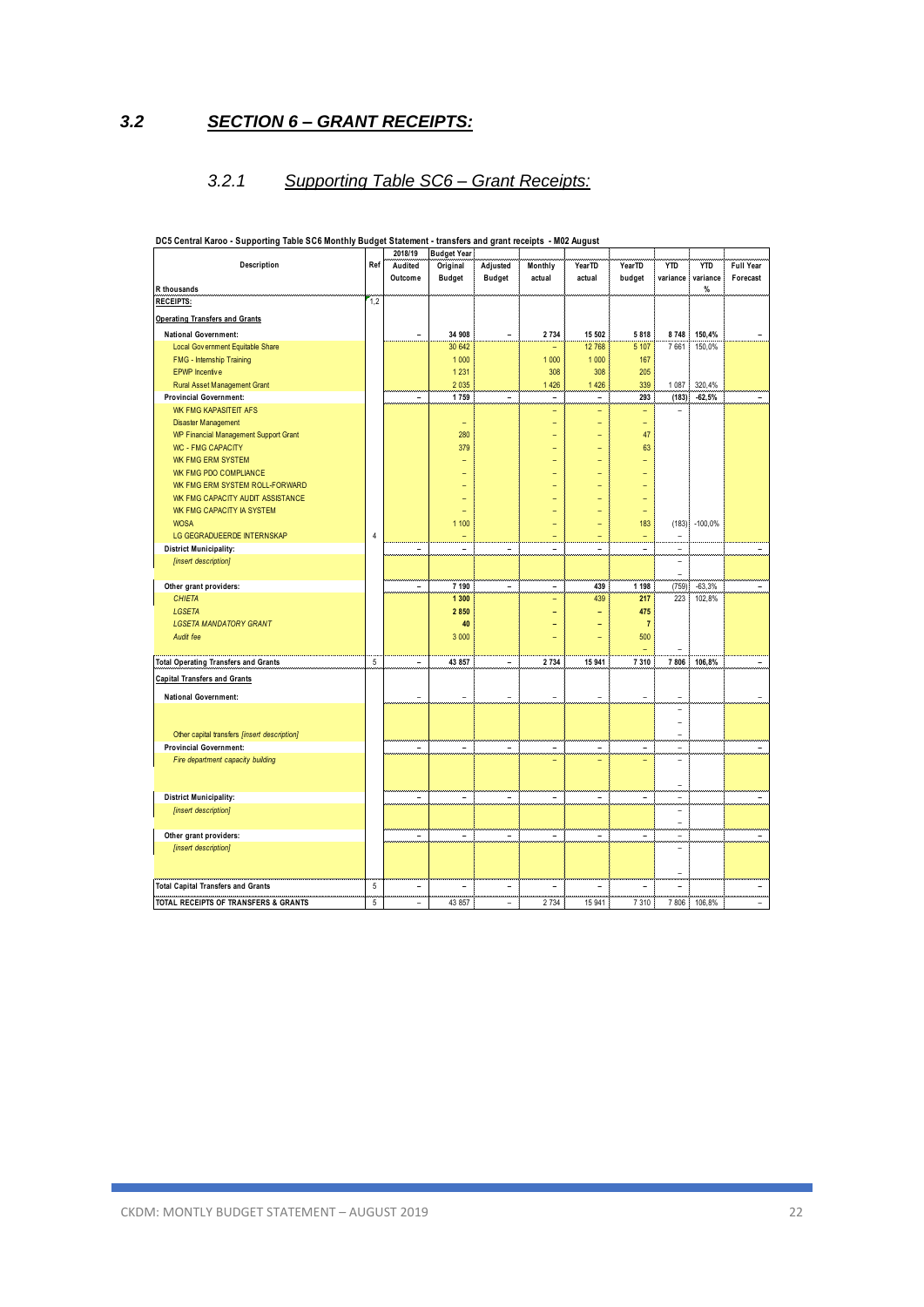## 3.2 SECTION 6 – GRANT RECEIPTS:

### 3.2.1 Supporting Table SC6 – Grant Receipts:

DC5 Central Karoo - Supporting Table SC6 Monthly Budget Statement - transfers and grant receipts - M02 August

| Description | Ref | 2018/19 Audited Outcome | Budget Year Original Budget | Adjusted Budget | Monthly actual | YearTD actual | YearTD budget | YTD variance | YTD variance % | Full Year Forecast |
|---|---|---|---|---|---|---|---|---|---|---|
| R thousands | | | | | | | | | | |
| **RECEIPTS:** | 1,2 | | | | | | | | | |
| **Operating Transfers and Grants** | | | | | | | | | | |
| **National Government:** | | – | 34 908 | – | 2 734 | 15 502 | 5 818 | 8 748 | 150,4% | – |
| Local Government Equitable Share | | | 30 642 | | – | 12 768 | 5 107 | 7 661 | 150,0% | |
| FMG - Internship Training | | | 1 000 | | 1 000 | 1 000 | 167 | | | |
| EPWP Incentive | | | 1 231 | | 308 | 308 | 205 | | | |
| Rural Asset Management Grant | | | 2 035 | | 1 426 | 1 426 | 339 | 1 087 | 320,4% | |
| **Provincial Government:** | | – | 1 759 | – | – | – | 293 | (183) | -62,5% | – |
| WK FMG KAPASITEIT AFS | | | | | – | – | – | – | | |
| Disaster Management | | | – | | – | – | – | | | |
| WP Financial Management Support Grant | | | 280 | | – | – | 47 | | | |
| WC - FMG CAPACITY | | | 379 | | – | – | 63 | | | |
| WK FMG ERM SYSTEM | | | – | | – | – | – | | | |
| WK FMG PDO COMPLIANCE | | | – | | – | – | – | | | |
| WK FMG ERM SYSTEM ROLL-FORWARD | | | – | | – | – | – | | | |
| WK FMG CAPACITY AUDIT ASSISTANCE | | | – | | – | – | – | | | |
| WK FMG CAPACITY IA SYSTEM | | | – | | – | – | – | | | |
| WOSA | | | 1 100 | | – | – | 183 | (183) | -100,0% | |
| LG GEGRADUEERDE INTERNSKAP | 4 | | – | | – | – | – | – | | |
| **District Municipality:** | | – | – | – | – | – | – | – | | – |
| *[insert description]* | | | | | | | | – | | |
| | | | | | | | | – | | |
| **Other grant providers:** | | – | 7 190 | – | – | 439 | 1 198 | (759) | -63,3% | – |
| *CHIETA* | | | 1 300 | | – | 439 | 217 | 223 | 102,8% | |
| *LGSETA* | | | 2 850 | | – | – | 475 | | | |
| *LGSETA MANDATORY GRANT* | | | 40 | | – | – | 7 | | | |
| *Audit fee* | | | 3 000 | | – | – | 500 | | | |
| | | | | | | | – | – | | |
| **Total Operating Transfers and Grants** | 5 | – | 43 857 | – | 2 734 | 15 941 | 7 310 | 7 806 | 106,8% | – |
| **Capital Transfers and Grants** | | | | | | | | | | |
| **National Government:** | | – | – | – | – | – | – | – | | – |
| | | | | | | | | – | | |
| | | | | | | | | – | | |
| Other capital transfers *[insert description]* | | | | | | | | – | | |
| **Provincial Government:** | | – | – | – | – | – | – | – | | – |
| *Fire department capacity building* | | | | | – | – | – | – | | |
| | | | | | | | | – | | |
| **District Municipality:** | | – | – | – | – | – | – | – | | – |
| *[insert description]* | | | | | | | | – | | |
| | | | | | | | | – | | |
| **Other grant providers:** | | – | – | – | – | – | – | – | | – |
| *[insert description]* | | | | | | | | – | | |
| | | | | | | | | – | | |
| **Total Capital Transfers and Grants** | 5 | – | – | – | – | – | – | – | | – |
| **TOTAL RECEIPTS OF TRANSFERS & GRANTS** | 5 | – | 43 857 | – | 2 734 | 15 941 | 7 310 | 7 806 | 106,8% | – |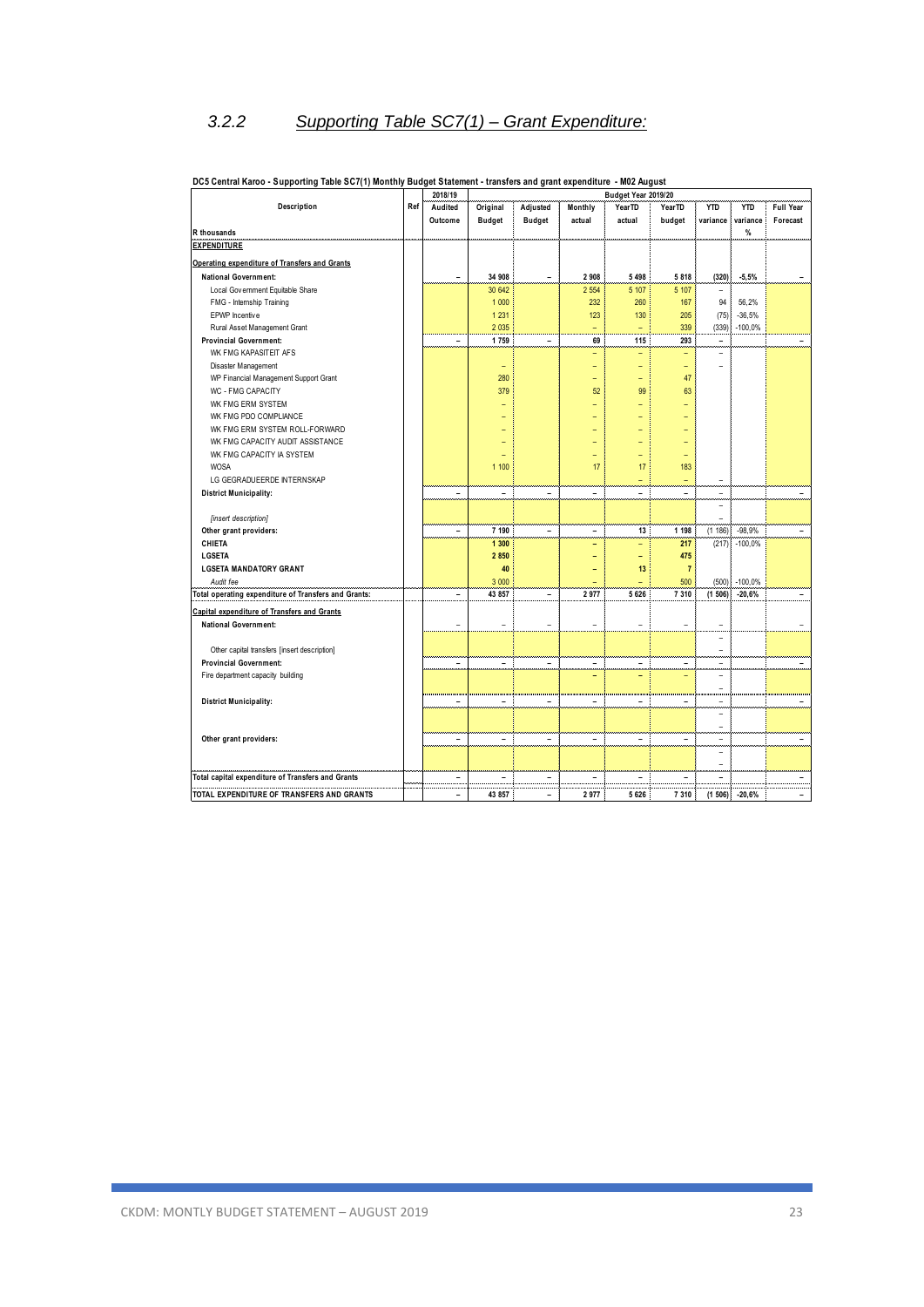### 3.2.2 Supporting Table SC7(1) – Grant Expenditure:

DC5 Central Karoo - Supporting Table SC7(1) Monthly Budget Statement - transfers and grant expenditure - M02 August

| Description | Ref | 2018/19 Audited Outcome | Budget Year 2019/20 Original Budget | Adjusted Budget | Monthly actual | YearTD actual | YearTD budget | YTD variance | YTD variance % | Full Year Forecast |
|---|---|---|---|---|---|---|---|---|---|---|
| R thousands | | | | | | | | | | |
| **EXPENDITURE** | | | | | | | | | | |
| **Operating expenditure of Transfers and Grants** | | | | | | | | | | |
| **National Government:** | | – | 34 908 | – | 2 908 | 5 498 | 5 818 | (320) | -5,5% | – |
| Local Government Equitable Share | | | 30 642 | | 2 554 | 5 107 | 5 107 | – | | |
| FMG - Internship Training | | | 1 000 | | 232 | 260 | 167 | 94 | 56,2% | |
| EPWP Incentive | | | 1 231 | | 123 | 130 | 205 | (75) | -36,5% | |
| Rural Asset Management Grant | | | 2 035 | | – | – | 339 | (339) | -100,0% | |
| **Provincial Government:** | | – | 1 759 | – | 69 | 115 | 293 | – | | – |
| WK FMG KAPASITEIT AFS | | | | | – | – | – | – | | |
| Disaster Management | | | – | | – | – | – | – | | |
| WP Financial Management Support Grant | | | 280 | | – | – | 47 | | | |
| WC - FMG CAPACITY | | | 379 | | 52 | 99 | 63 | | | |
| WK FMG ERM SYSTEM | | | – | | – | – | – | | | |
| WK FMG PDO COMPLIANCE | | | – | | – | – | – | | | |
| WK FMG ERM SYSTEM ROLL-FORWARD | | | – | | – | – | – | | | |
| WK FMG CAPACITY AUDIT ASSISTANCE | | | – | | – | – | – | | | |
| WK FMG CAPACITY IA SYSTEM | | | – | | – | – | – | | | |
| WOSA | | | 1 100 | | 17 | 17 | 183 | | | |
| LG GEGRADUEERDE INTERNSKAP | | | | | | – | – | – | | |
| **District Municipality:** | | – | – | – | – | – | – | – | | – |
| | | | | | | | | – | | |
| *[insert description]* | | | | | | | | – | | |
| **Other grant providers:** | | – | 7 190 | – | – | 13 | 1 198 | (1 186) | -98,9% | – |
| **CHIETA** | | | 1 300 | | – | – | 217 | (217) | -100,0% | |
| **LGSETA** | | | 2 850 | | – | – | 475 | | | |
| **LGSETA MANDATORY GRANT** | | | 40 | | – | 13 | 7 | | | |
| *Audit fee* | | | 3 000 | | – | – | 500 | (500) | -100,0% | |
| **Total operating expenditure of Transfers and Grants:** | | – | 43 857 | – | 2 977 | 5 626 | 7 310 | (1 506) | -20,6% | – |
| **Capital expenditure of Transfers and Grants** | | | | | | | | | | |
| **National Government:** | | – | – | – | – | – | – | – | | – |
| | | | | | | | | – | | |
| Other capital transfers [insert description] | | | | | | | | – | | |
| **Provincial Government:** | | – | – | – | – | – | – | – | | – |
| Fire department capacity building | | | | | – | – | – | – | | |
| | | | | | | | | – | | |
| **District Municipality:** | | – | – | – | – | – | – | – | | – |
| | | | | | | | | – | | |
| | | | | | | | | – | | |
| **Other grant providers:** | | – | – | – | – | – | – | – | | – |
| | | | | | | | | – | | |
| | | | | | | | | – | | |
| **Total capital expenditure of Transfers and Grants** | | – | – | – | – | – | – | – | | – |
| **TOTAL EXPENDITURE OF TRANSFERS AND GRANTS** | | – | 43 857 | – | 2 977 | 5 626 | 7 310 | (1 506) | -20,6% | – |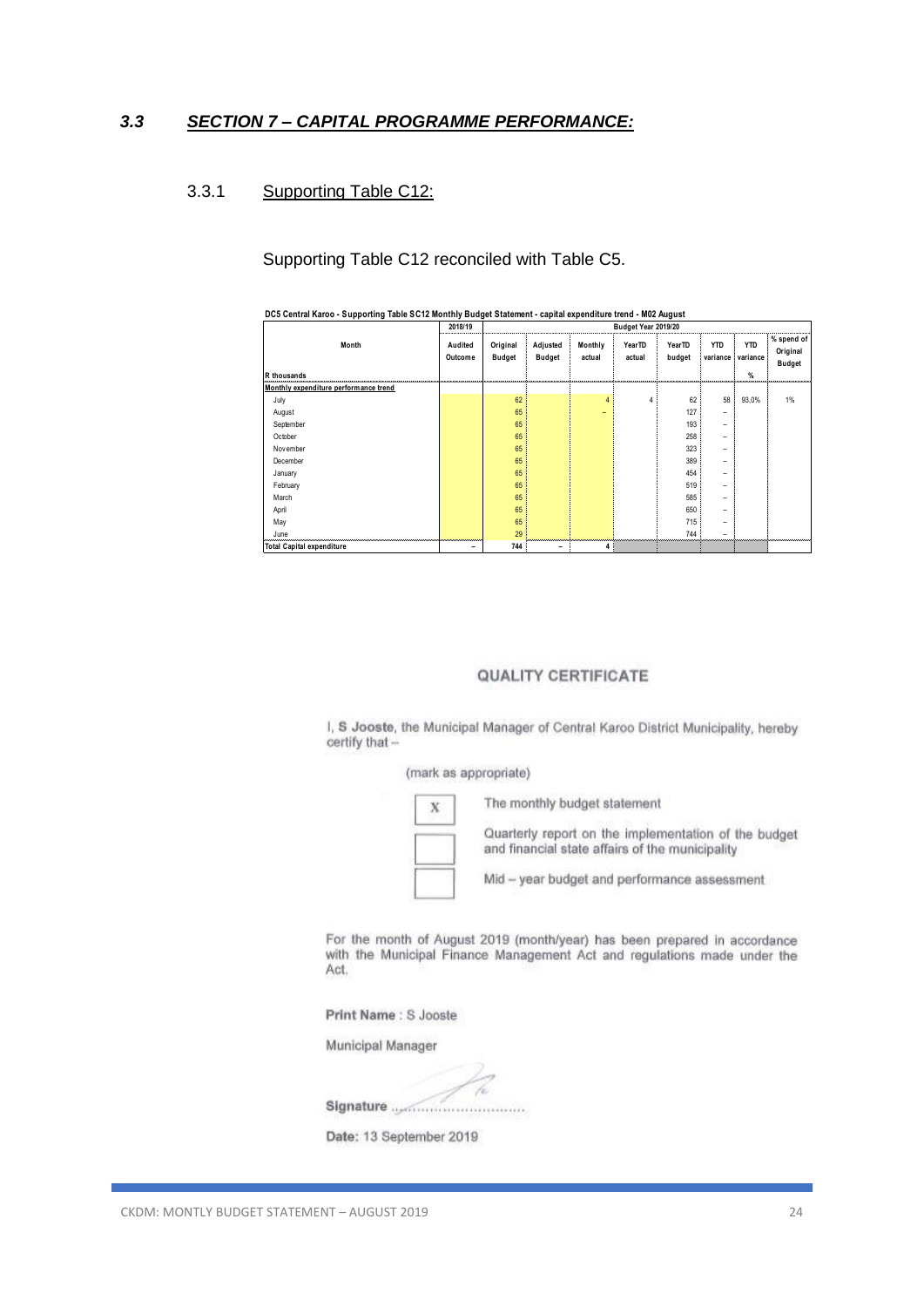### 3.3 SECTION 7 – CAPITAL PROGRAMME PERFORMANCE:

#### 3.3.1 Supporting Table C12:

Supporting Table C12 reconciled with Table C5.

**DC5 Central Karoo - Supporting Table SC12 Monthly Budget Statement - capital expenditure trend - M02 August**

| Month | 2018/19 | Budget Year 2019/20 | | | | | | | |
|---|---|---|---|---|---|---|---|---|---|
| | Audited Outcome | Original Budget | Adjusted Budget | Monthly actual | YearTD actual | YearTD budget | YTD variance | YTD variance | % spend of Original Budget |
| R thousands | | | | | | | | % | |
| Monthly expenditure performance trend | | | | | | | | | |
| July | | 62 | | 4 | 4 | 62 | 58 | 93,0% | 1% |
| August | | 65 | | – | | 127 | – | | |
| September | | 65 | | | | 193 | – | | |
| October | | 65 | | | | 258 | – | | |
| November | | 65 | | | | 323 | – | | |
| December | | 65 | | | | 389 | – | | |
| January | | 65 | | | | 454 | – | | |
| February | | 65 | | | | 519 | – | | |
| March | | 65 | | | | 585 | – | | |
| April | | 65 | | | | 650 | – | | |
| May | | 65 | | | | 715 | – | | |
| June | | 29 | | | | 744 | – | | |
| Total Capital expenditure | – | 744 | – | 4 | | | | | |

**QUALITY CERTIFICATE**

I, **S Jooste**, the Municipal Manager of Central Karoo District Municipality, hereby certify that –

(mark as appropriate)

- [X] The monthly budget statement
- [ ] Quarterly report on the implementation of the budget and financial state affairs of the municipality
- [ ] Mid – year budget and performance assessment

For the month of August 2019 (month/year) has been prepared in accordance with the Municipal Finance Management Act and regulations made under the Act.

**Print Name** : S Jooste

Municipal Manager

**Signature** ..............................

**Date:** 13 September 2019